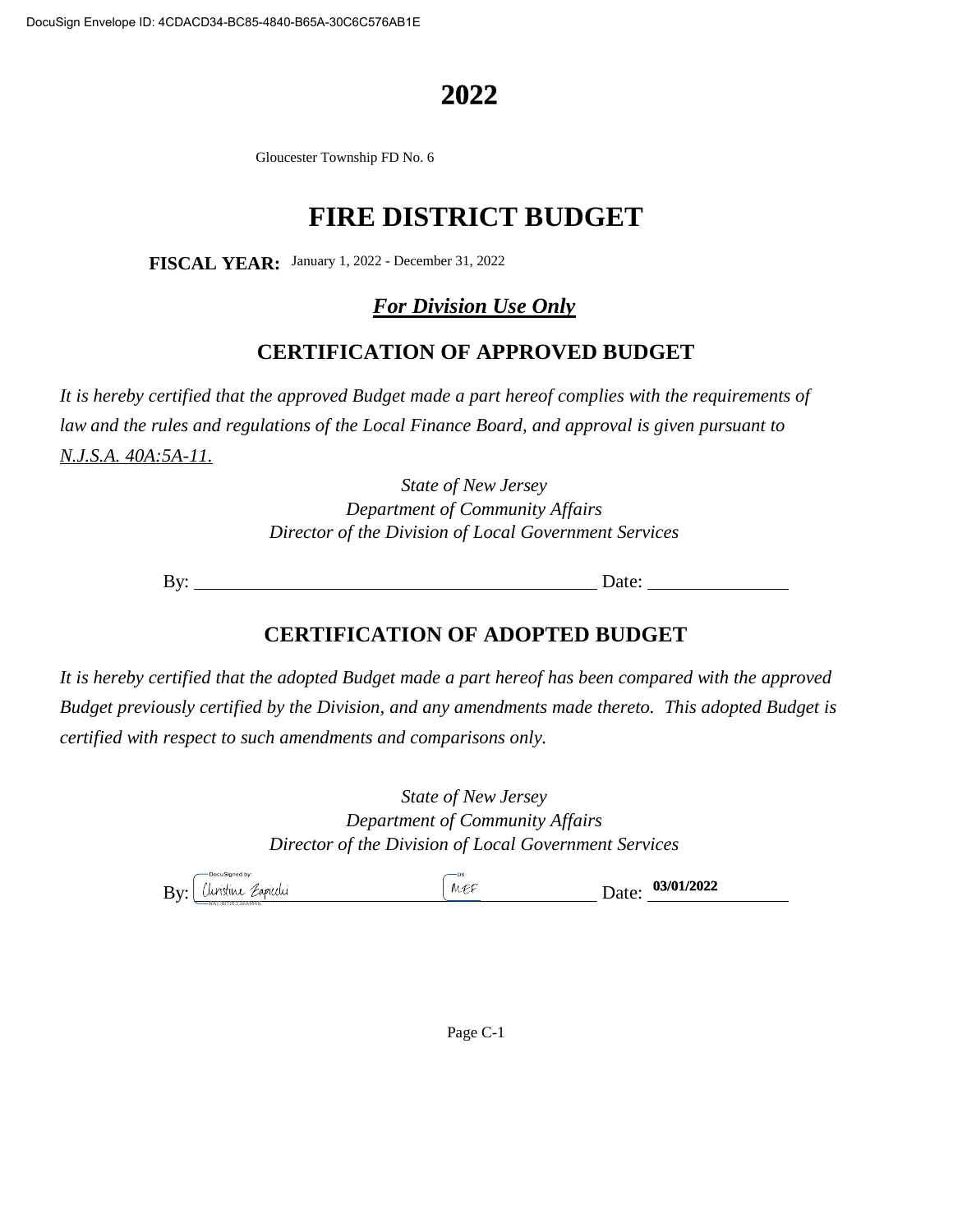DocuSign Envelope ID: 4CDACD34-BC85-4840-B65A-30C6C576AB1E

# 2022

Gloucester Township FD No. 6

# FIRE DISTRICT BUDGET

**FISCAL YEAR:** January 1, 2022 - December 31, 2022

***For Division Use Only***

## CERTIFICATION OF APPROVED BUDGET

*It is hereby certified that the approved Budget made a part hereof complies with the requirements of law and the rules and regulations of the Local Finance Board, and approval is given pursuant to N.J.S.A. 40A:5A-11.*

*State of New Jersey*
*Department of Community Affairs*
*Director of the Division of Local Government Services*

By: ______________________________ Date: ______________

## CERTIFICATION OF ADOPTED BUDGET

*It is hereby certified that the adopted Budget made a part hereof has been compared with the approved Budget previously certified by the Division, and any amendments made thereto. This adopted Budget is certified with respect to such amendments and comparisons only.*

*State of New Jersey*
*Department of Community Affairs*
*Director of the Division of Local Government Services*

By: Christine Zapicchi (DocuSigned) MEF Date: **03/01/2022**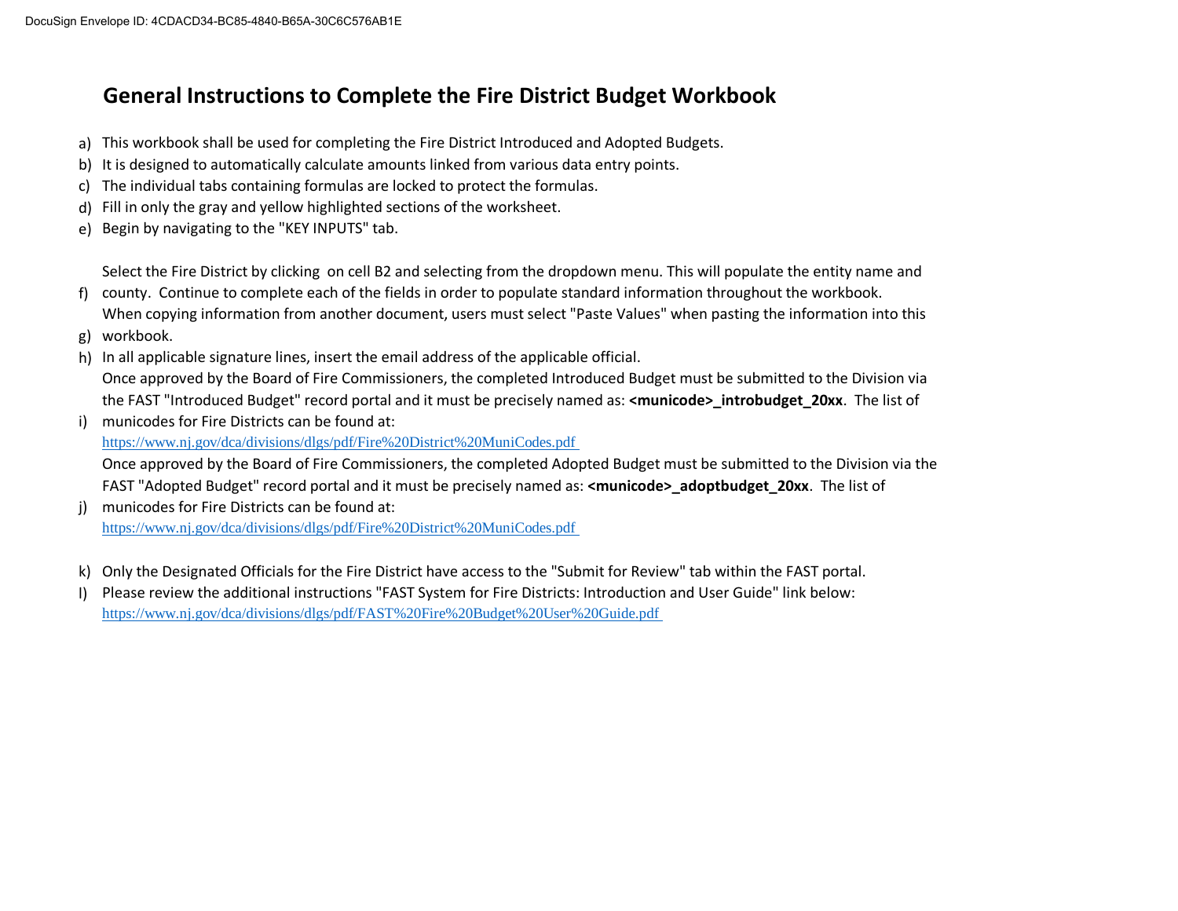# General Instructions to Complete the Fire District Budget Workbook

a) This workbook shall be used for completing the Fire District Introduced and Adopted Budgets.

b) It is designed to automatically calculate amounts linked from various data entry points.

c) The individual tabs containing formulas are locked to protect the formulas.

d) Fill in only the gray and yellow highlighted sections of the worksheet.

e) Begin by navigating to the "KEY INPUTS" tab.

f) Select the Fire District by clicking on cell B2 and selecting from the dropdown menu. This will populate the entity name and county. Continue to complete each of the fields in order to populate standard information throughout the workbook.

g) When copying information from another document, users must select "Paste Values" when pasting the information into this workbook.

h) In all applicable signature lines, insert the email address of the applicable official.

i) Once approved by the Board of Fire Commissioners, the completed Introduced Budget must be submitted to the Division via the FAST "Introduced Budget" record portal and it must be precisely named as: **<municode>_introbudget_20xx**. The list of municodes for Fire Districts can be found at:
https://www.nj.gov/dca/divisions/dlgs/pdf/Fire%20District%20MuniCodes.pdf

j) Once approved by the Board of Fire Commissioners, the completed Adopted Budget must be submitted to the Division via the FAST "Adopted Budget" record portal and it must be precisely named as: **<municode>_adoptbudget_20xx**. The list of municodes for Fire Districts can be found at:
https://www.nj.gov/dca/divisions/dlgs/pdf/Fire%20District%20MuniCodes.pdf

k) Only the Designated Officials for the Fire District have access to the "Submit for Review" tab within the FAST portal.

l) Please review the additional instructions "FAST System for Fire Districts: Introduction and User Guide" link below:
https://www.nj.gov/dca/divisions/dlgs/pdf/FAST%20Fire%20Budget%20User%20Guide.pdf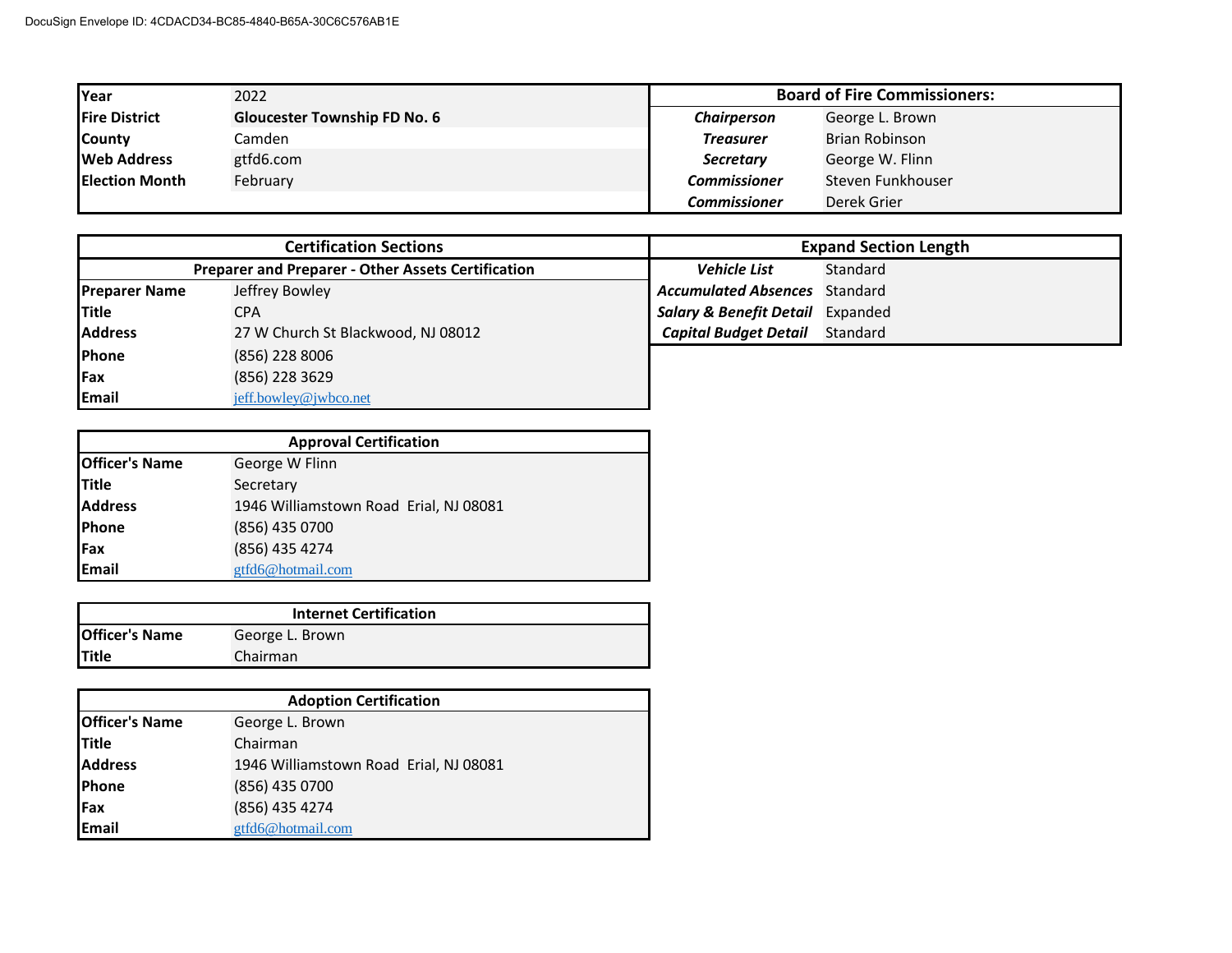DocuSign Envelope ID: 4CDACD34-BC85-4840-B65A-30C6C576AB1E

| Year | 2022 |
|---|---|
| Fire District | **Gloucester Township FD No. 6** |
| County | Camden |
| Web Address | gtfd6.com |
| Election Month | February |

| Board of Fire Commissioners: | |
|---|---|
| *Chairperson* | George L. Brown |
| *Treasurer* | Brian Robinson |
| *Secretary* | George W. Flinn |
| *Commissioner* | Steven Funkhouser |
| *Commissioner* | Derek Grier |

| Certification Sections | |
|---|---|
| **Preparer and Preparer - Other Assets Certification** | |
| Preparer Name | Jeffrey Bowley |
| Title | CPA |
| Address | 27 W Church St Blackwood, NJ 08012 |
| Phone | (856) 228 8006 |
| Fax | (856) 228 3629 |
| Email | jeff.bowley@jwbco.net |

| Expand Section Length | |
|---|---|
| *Vehicle List* | Standard |
| *Accumulated Absences* | Standard |
| *Salary & Benefit Detail* | Expanded |
| *Capital Budget Detail* | Standard |

| Approval Certification | |
|---|---|
| Officer's Name | George W Flinn |
| Title | Secretary |
| Address | 1946 Williamstown Road  Erial, NJ 08081 |
| Phone | (856) 435 0700 |
| Fax | (856) 435 4274 |
| Email | gtfd6@hotmail.com |

| Internet Certification | |
|---|---|
| Officer's Name | George L. Brown |
| Title | Chairman |

| Adoption Certification | |
|---|---|
| Officer's Name | George L. Brown |
| Title | Chairman |
| Address | 1946 Williamstown Road  Erial, NJ 08081 |
| Phone | (856) 435 0700 |
| Fax | (856) 435 4274 |
| Email | gtfd6@hotmail.com |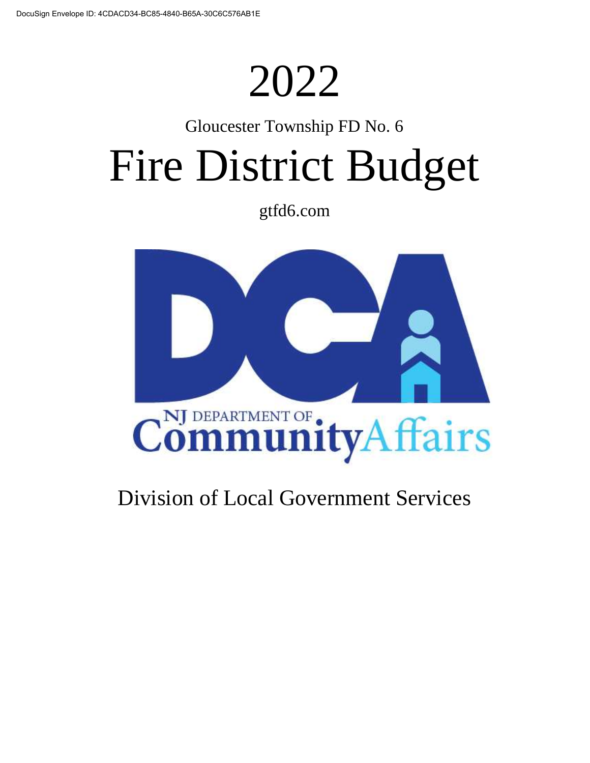# 2022

Gloucester Township FD No. 6

# Fire District Budget

gtfd6.com

NJ DEPARTMENT OF CommunityAffairs

Division of Local Government Services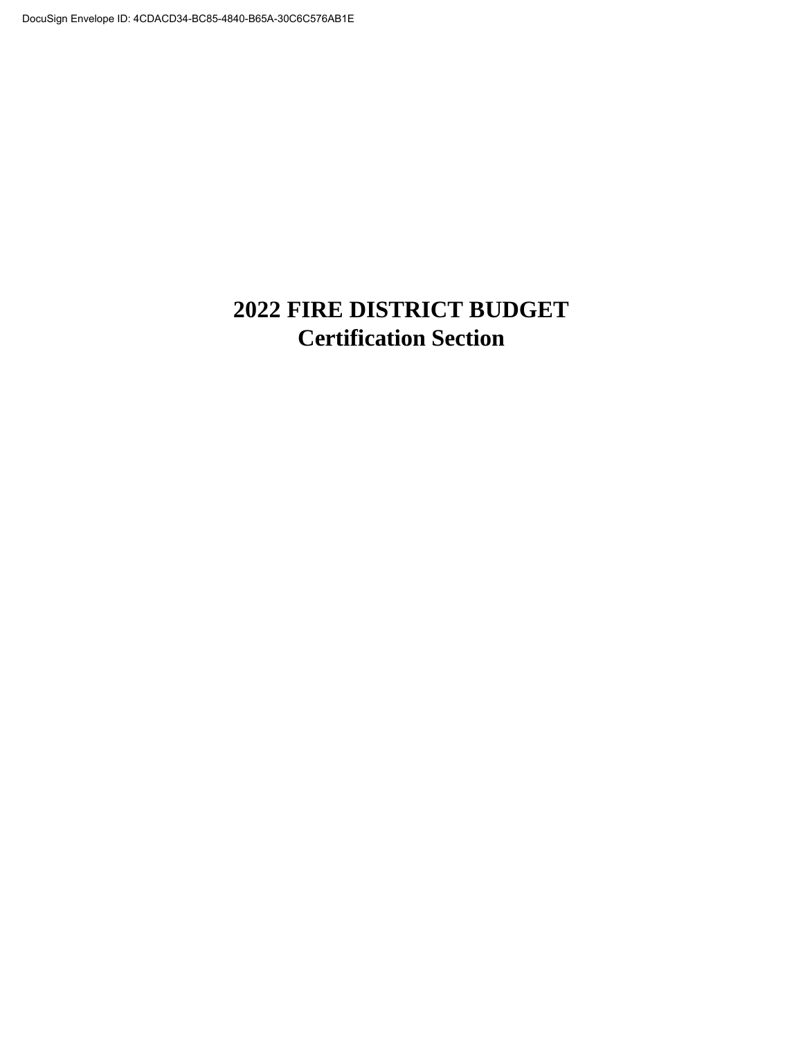# 2022 FIRE DISTRICT BUDGET
# Certification Section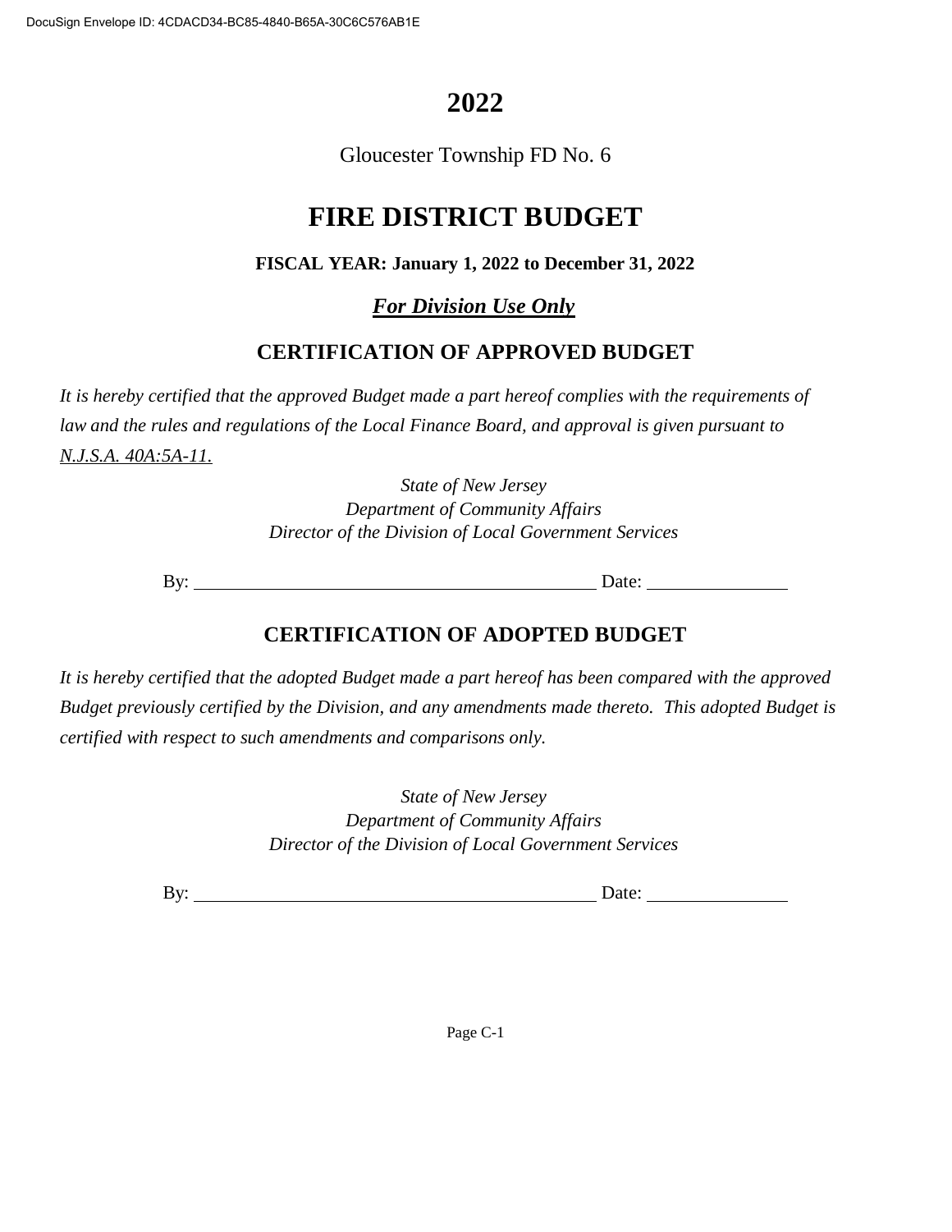# 2022

Gloucester Township FD No. 6

# FIRE DISTRICT BUDGET

**FISCAL YEAR: January 1, 2022 to December 31, 2022**

***For Division Use Only***

## CERTIFICATION OF APPROVED BUDGET

*It is hereby certified that the approved Budget made a part hereof complies with the requirements of law and the rules and regulations of the Local Finance Board, and approval is given pursuant to N.J.S.A. 40A:5A-11.*

*State of New Jersey*
*Department of Community Affairs*
*Director of the Division of Local Government Services*

By: ______________________________________ Date: ______________

## CERTIFICATION OF ADOPTED BUDGET

*It is hereby certified that the adopted Budget made a part hereof has been compared with the approved Budget previously certified by the Division, and any amendments made thereto. This adopted Budget is certified with respect to such amendments and comparisons only.*

*State of New Jersey*
*Department of Community Affairs*
*Director of the Division of Local Government Services*

By: ______________________________________ Date: ______________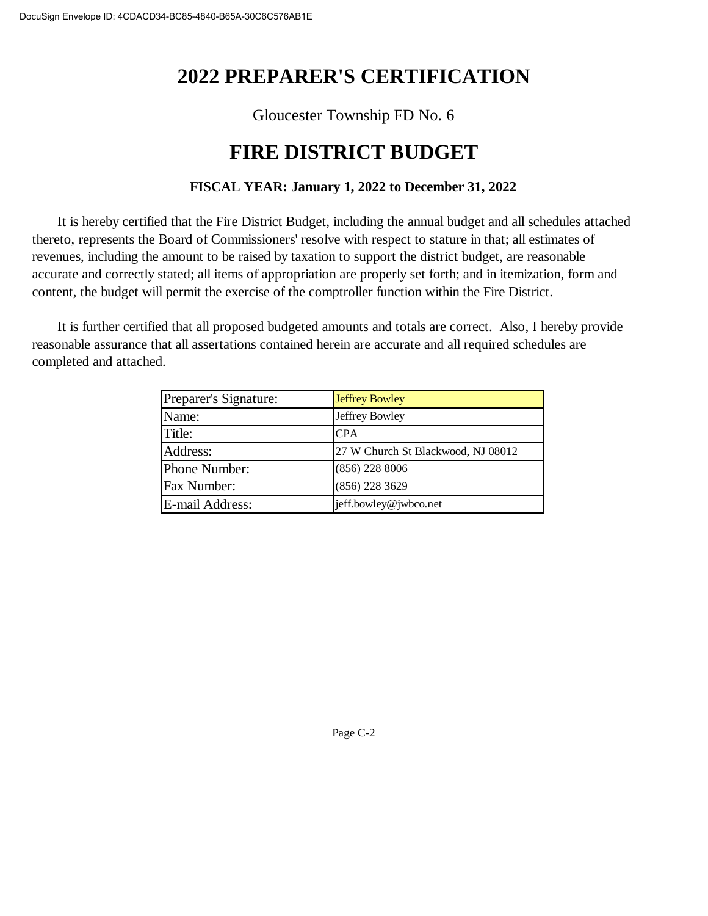# 2022 PREPARER'S CERTIFICATION

Gloucester Township FD No. 6

# FIRE DISTRICT BUDGET

**FISCAL YEAR: January 1, 2022 to December 31, 2022**

It is hereby certified that the Fire District Budget, including the annual budget and all schedules attached thereto, represents the Board of Commissioners' resolve with respect to stature in that; all estimates of revenues, including the amount to be raised by taxation to support the district budget, are reasonable accurate and correctly stated; all items of appropriation are properly set forth; and in itemization, form and content, the budget will permit the exercise of the comptroller function within the Fire District.

It is further certified that all proposed budgeted amounts and totals are correct. Also, I hereby provide reasonable assurance that all assertations contained herein are accurate and all required schedules are completed and attached.

| | |
|---|---|
| Preparer's Signature: | Jeffrey Bowley |
| Name: | Jeffrey Bowley |
| Title: | CPA |
| Address: | 27 W Church St Blackwood, NJ 08012 |
| Phone Number: | (856) 228 8006 |
| Fax Number: | (856) 228 3629 |
| E-mail Address: | jeff.bowley@jwbco.net |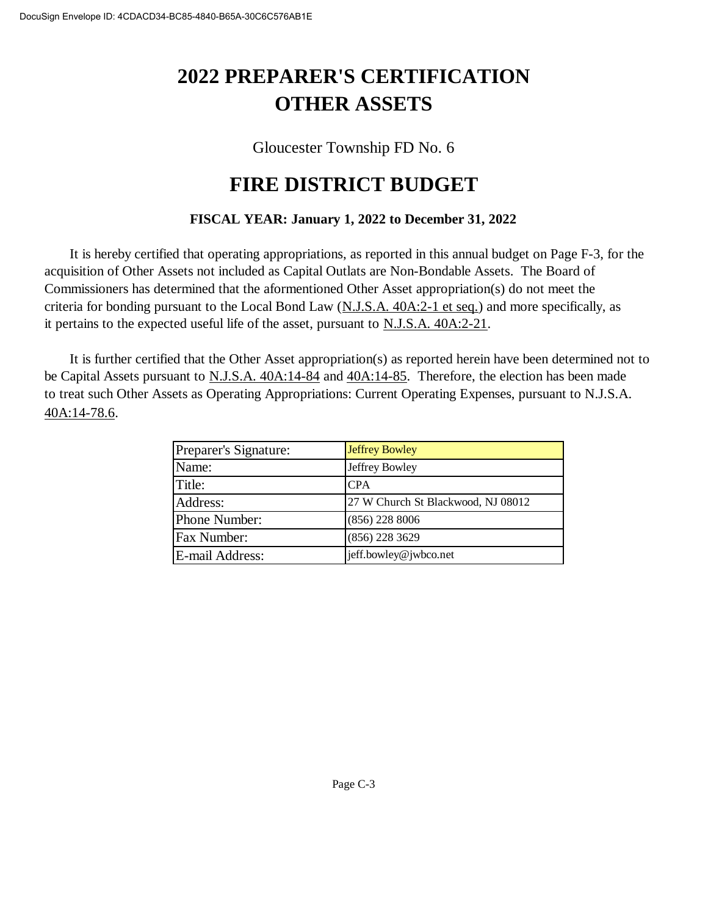# 2022 PREPARER'S CERTIFICATION
# OTHER ASSETS

Gloucester Township FD No. 6

## FIRE DISTRICT BUDGET

**FISCAL YEAR: January 1, 2022 to December 31, 2022**

It is hereby certified that operating appropriations, as reported in this annual budget on Page F-3, for the acquisition of Other Assets not included as Capital Outlats are Non-Bondable Assets. The Board of Commissioners has determined that the aforementioned Other Asset appropriation(s) do not meet the criteria for bonding pursuant to the Local Bond Law (N.J.S.A. 40A:2-1 et seq.) and more specifically, as it pertains to the expected useful life of the asset, pursuant to N.J.S.A. 40A:2-21.

It is further certified that the Other Asset appropriation(s) as reported herein have been determined not to be Capital Assets pursuant to N.J.S.A. 40A:14-84 and 40A:14-85. Therefore, the election has been made to treat such Other Assets as Operating Appropriations: Current Operating Expenses, pursuant to N.J.S.A. 40A:14-78.6.

| | |
|---|---|
| Preparer's Signature: | Jeffrey Bowley |
| Name: | Jeffrey Bowley |
| Title: | CPA |
| Address: | 27 W Church St Blackwood, NJ 08012 |
| Phone Number: | (856) 228 8006 |
| Fax Number: | (856) 228 3629 |
| E-mail Address: | jeff.bowley@jwbco.net |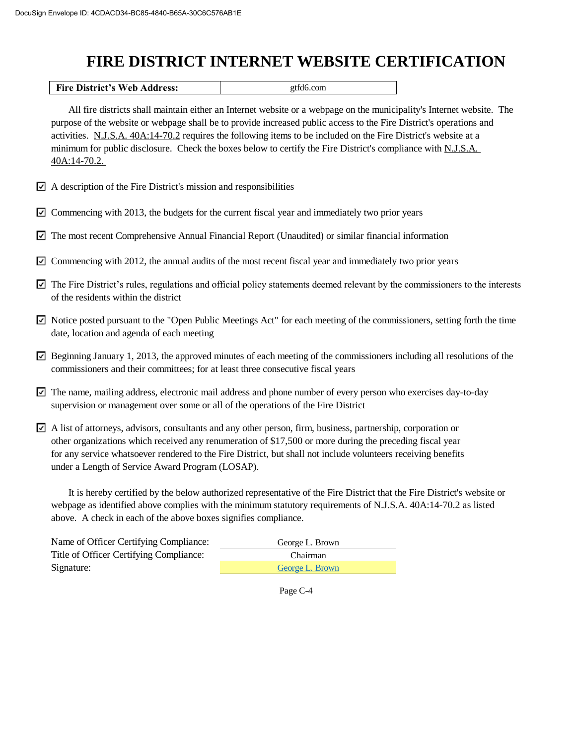# FIRE DISTRICT INTERNET WEBSITE CERTIFICATION

| **Fire District's Web Address:** | gtfd6.com |
|---|---|

All fire districts shall maintain either an Internet website or a webpage on the municipality's Internet website. The purpose of the website or webpage shall be to provide increased public access to the Fire District's operations and activities. N.J.S.A. 40A:14-70.2 requires the following items to be included on the Fire District's website at a minimum for public disclosure. Check the boxes below to certify the Fire District's compliance with N.J.S.A. 40A:14-70.2.

- ☑ A description of the Fire District's mission and responsibilities
- ☑ Commencing with 2013, the budgets for the current fiscal year and immediately two prior years
- ☑ The most recent Comprehensive Annual Financial Report (Unaudited) or similar financial information
- ☑ Commencing with 2012, the annual audits of the most recent fiscal year and immediately two prior years
- ☑ The Fire District's rules, regulations and official policy statements deemed relevant by the commissioners to the interests of the residents within the district
- ☑ Notice posted pursuant to the "Open Public Meetings Act" for each meeting of the commissioners, setting forth the time date, location and agenda of each meeting
- ☑ Beginning January 1, 2013, the approved minutes of each meeting of the commissioners including all resolutions of the commissioners and their committees; for at least three consecutive fiscal years
- ☑ The name, mailing address, electronic mail address and phone number of every person who exercises day-to-day supervision or management over some or all of the operations of the Fire District
- ☑ A list of attorneys, advisors, consultants and any other person, firm, business, partnership, corporation or other organizations which received any renumeration of $17,500 or more during the preceding fiscal year for any service whatsoever rendered to the Fire District, but shall not include volunteers receiving benefits under a Length of Service Award Program (LOSAP).

It is hereby certified by the below authorized representative of the Fire District that the Fire District's website or webpage as identified above complies with the minimum statutory requirements of N.J.S.A. 40A:14-70.2 as listed above. A check in each of the above boxes signifies compliance.

| | |
|---|---|
| Name of Officer Certifying Compliance: | George L. Brown |
| Title of Officer Certifying Compliance: | Chairman |
| Signature: | George L. Brown |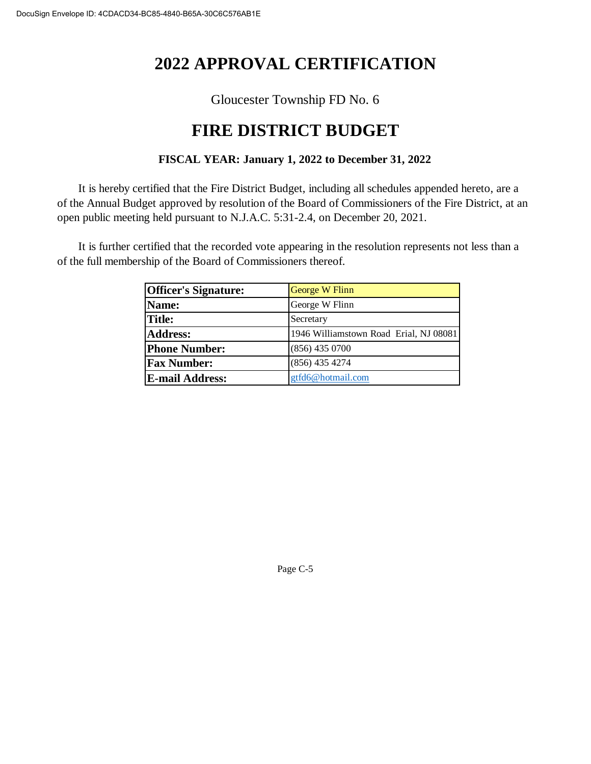# 2022 APPROVAL CERTIFICATION

Gloucester Township FD No. 6

# FIRE DISTRICT BUDGET

**FISCAL YEAR: January 1, 2022 to December 31, 2022**

It is hereby certified that the Fire District Budget, including all schedules appended hereto, are a of the Annual Budget approved by resolution of the Board of Commissioners of the Fire District, at an open public meeting held pursuant to N.J.A.C. 5:31-2.4, on December 20, 2021.

It is further certified that the recorded vote appearing in the resolution represents not less than a of the full membership of the Board of Commissioners thereof.

| **Officer's Signature:** | George W Flinn |
|---|---|
| **Name:** | George W Flinn |
| **Title:** | Secretary |
| **Address:** | 1946 Williamstown Road Erial, NJ 08081 |
| **Phone Number:** | (856) 435 0700 |
| **Fax Number:** | (856) 435 4274 |
| **E-mail Address:** | gtfd6@hotmail.com |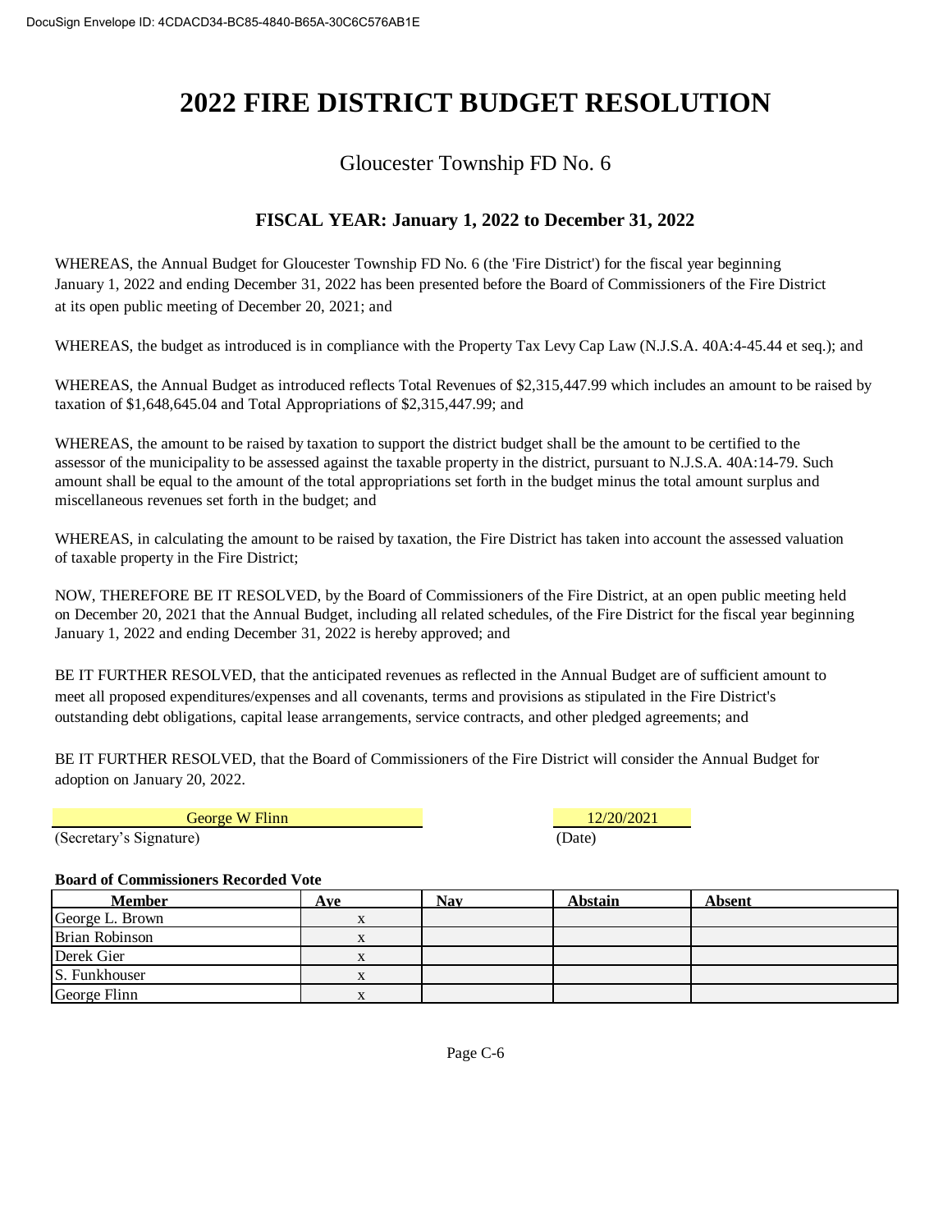DocuSign Envelope ID: 4CDACD34-BC85-4840-B65A-30C6C576AB1E

# 2022 FIRE DISTRICT BUDGET RESOLUTION

## Gloucester Township FD No. 6

### FISCAL YEAR: January 1, 2022 to December 31, 2022

WHEREAS, the Annual Budget for Gloucester Township FD No. 6 (the 'Fire District') for the fiscal year beginning January 1, 2022 and ending December 31, 2022 has been presented before the Board of Commissioners of the Fire District at its open public meeting of December 20, 2021; and

WHEREAS, the budget as introduced is in compliance with the Property Tax Levy Cap Law (N.J.S.A. 40A:4-45.44 et seq.); and

WHEREAS, the Annual Budget as introduced reflects Total Revenues of $2,315,447.99 which includes an amount to be raised by taxation of $1,648,645.04 and Total Appropriations of $2,315,447.99; and

WHEREAS, the amount to be raised by taxation to support the district budget shall be the amount to be certified to the assessor of the municipality to be assessed against the taxable property in the district, pursuant to N.J.S.A. 40A:14-79. Such amount shall be equal to the amount of the total appropriations set forth in the budget minus the total amount surplus and miscellaneous revenues set forth in the budget; and

WHEREAS, in calculating the amount to be raised by taxation, the Fire District has taken into account the assessed valuation of taxable property in the Fire District;

NOW, THEREFORE BE IT RESOLVED, by the Board of Commissioners of the Fire District, at an open public meeting held on December 20, 2021 that the Annual Budget, including all related schedules, of the Fire District for the fiscal year beginning January 1, 2022 and ending December 31, 2022 is hereby approved; and

BE IT FURTHER RESOLVED, that the anticipated revenues as reflected in the Annual Budget are of sufficient amount to meet all proposed expenditures/expenses and all covenants, terms and provisions as stipulated in the Fire District's outstanding debt obligations, capital lease arrangements, service contracts, and other pledged agreements; and

BE IT FURTHER RESOLVED, that the Board of Commissioners of the Fire District will consider the Annual Budget for adoption on January 20, 2022.

George W Flinn — 12/20/2021

(Secretary's Signature) — (Date)

**Board of Commissioners Recorded Vote**

| Member | Aye | Nay | Abstain | Absent |
|---|---|---|---|---|
| George L. Brown | x | | | |
| Brian Robinson | x | | | |
| Derek Gier | x | | | |
| S. Funkhouser | x | | | |
| George Flinn | x | | | |

Page C-6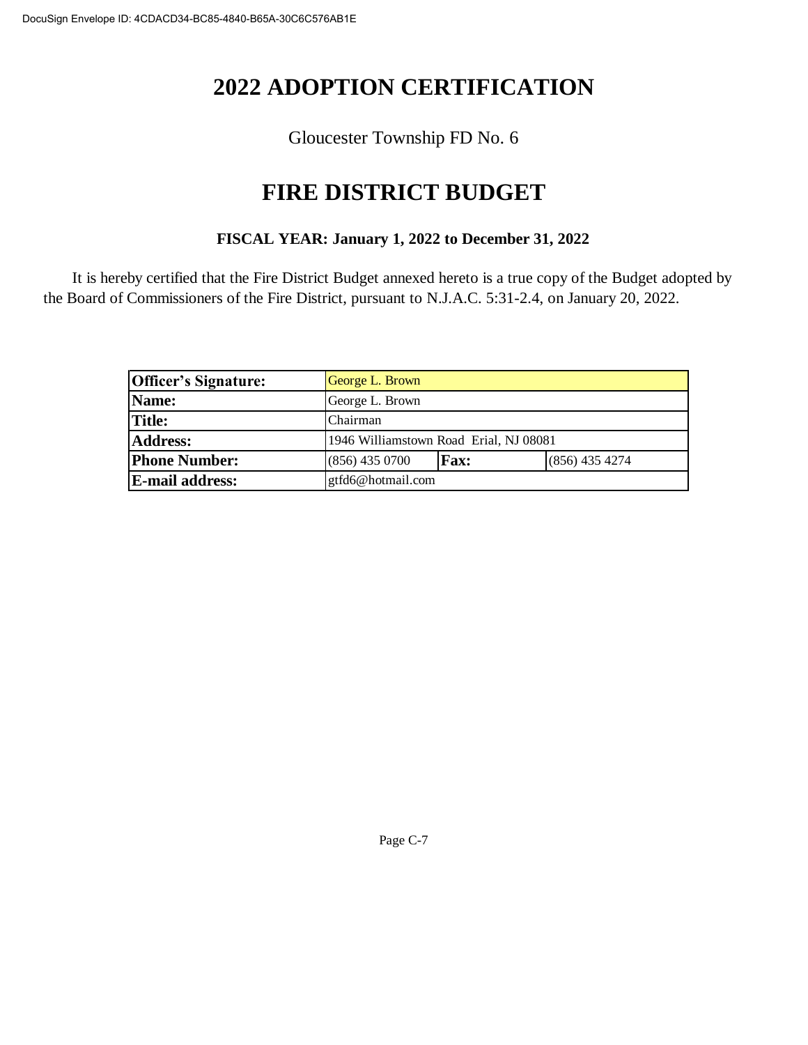# 2022 ADOPTION CERTIFICATION

Gloucester Township FD No. 6

# FIRE DISTRICT BUDGET

**FISCAL YEAR: January 1, 2022 to December 31, 2022**

It is hereby certified that the Fire District Budget annexed hereto is a true copy of the Budget adopted by the Board of Commissioners of the Fire District, pursuant to N.J.A.C. 5:31-2.4, on January 20, 2022.

| **Officer's Signature:** | George L. Brown | | |
|---|---|---|---|
| **Name:** | George L. Brown | | |
| **Title:** | Chairman | | |
| **Address:** | 1946 Williamstown Road Erial, NJ 08081 | | |
| **Phone Number:** | (856) 435 0700 | **Fax:** | (856) 435 4274 |
| **E-mail address:** | gtfd6@hotmail.com | | |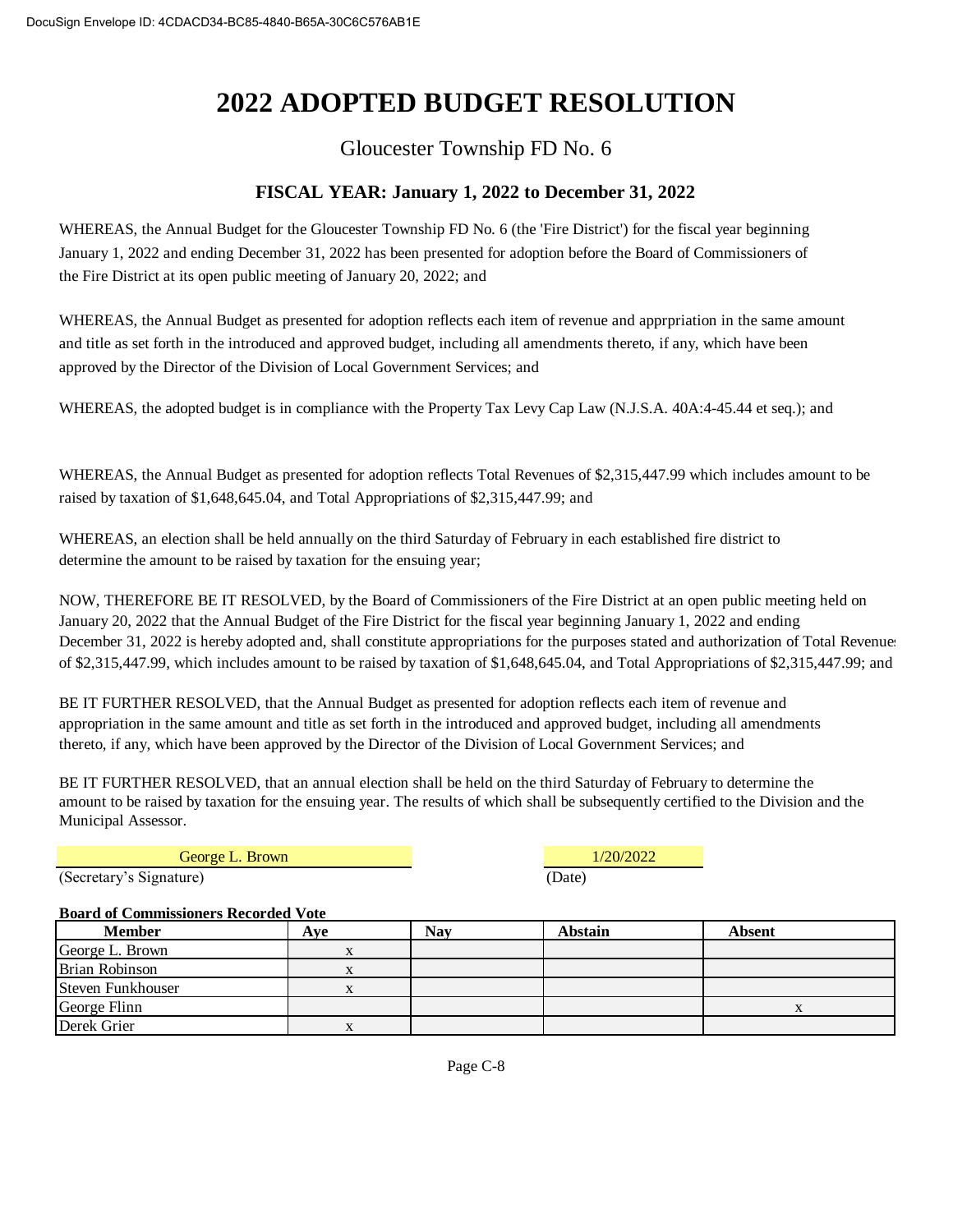DocuSign Envelope ID: 4CDACD34-BC85-4840-B65A-30C6C576AB1E

# 2022 ADOPTED BUDGET RESOLUTION

## Gloucester Township FD No. 6

### FISCAL YEAR: January 1, 2022 to December 31, 2022

WHEREAS, the Annual Budget for the Gloucester Township FD No. 6 (the 'Fire District') for the fiscal year beginning January 1, 2022 and ending December 31, 2022 has been presented for adoption before the Board of Commissioners of the Fire District at its open public meeting of January 20, 2022; and

WHEREAS, the Annual Budget as presented for adoption reflects each item of revenue and apprpriation in the same amount and title as set forth in the introduced and approved budget, including all amendments thereto, if any, which have been approved by the Director of the Division of Local Government Services; and

WHEREAS, the adopted budget is in compliance with the Property Tax Levy Cap Law (N.J.S.A. 40A:4-45.44 et seq.); and

WHEREAS, the Annual Budget as presented for adoption reflects Total Revenues of $2,315,447.99 which includes amount to be raised by taxation of $1,648,645.04, and Total Appropriations of $2,315,447.99; and

WHEREAS, an election shall be held annually on the third Saturday of February in each established fire district to determine the amount to be raised by taxation for the ensuing year;

NOW, THEREFORE BE IT RESOLVED, by the Board of Commissioners of the Fire District at an open public meeting held on January 20, 2022 that the Annual Budget of the Fire District for the fiscal year beginning January 1, 2022 and ending December 31, 2022 is hereby adopted and, shall constitute appropriations for the purposes stated and authorization of Total Revenues of $2,315,447.99, which includes amount to be raised by taxation of $1,648,645.04, and Total Appropriations of $2,315,447.99; and

BE IT FURTHER RESOLVED, that the Annual Budget as presented for adoption reflects each item of revenue and appropriation in the same amount and title as set forth in the introduced and approved budget, including all amendments thereto, if any, which have been approved by the Director of the Division of Local Government Services; and

BE IT FURTHER RESOLVED, that an annual election shall be held on the third Saturday of February to determine the amount to be raised by taxation for the ensuing year. The results of which shall be subsequently certified to the Division and the Municipal Assessor.

George L. Brown — (Secretary's Signature)

1/20/2022 — (Date)

**Board of Commissioners Recorded Vote**

| Member | Aye | Nay | Abstain | Absent |
|---|---|---|---|---|
| George L. Brown | x | | | |
| Brian Robinson | x | | | |
| Steven Funkhouser | x | | | |
| George Flinn | | | | x |
| Derek Grier | x | | | |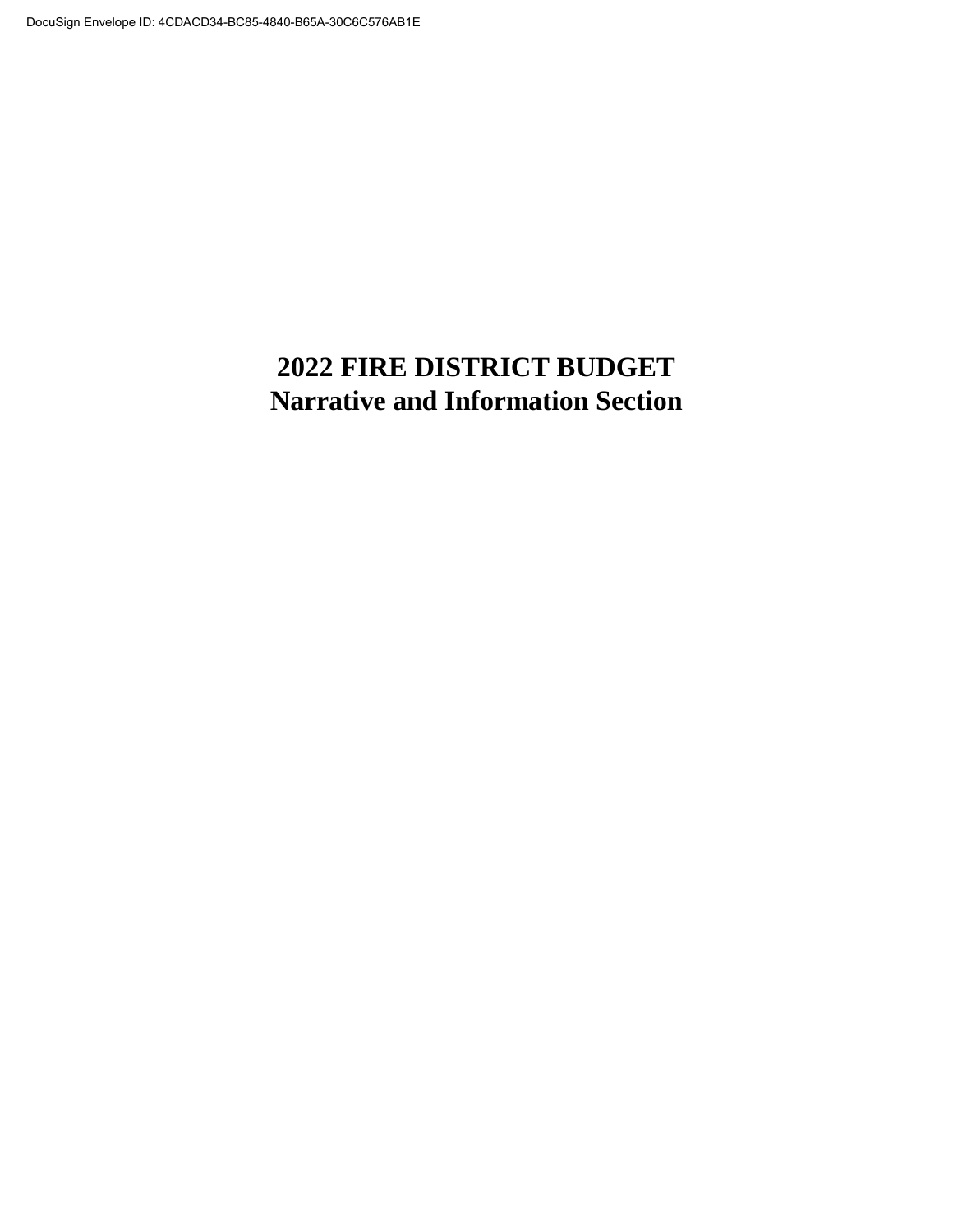# 2022 FIRE DISTRICT BUDGET
# Narrative and Information Section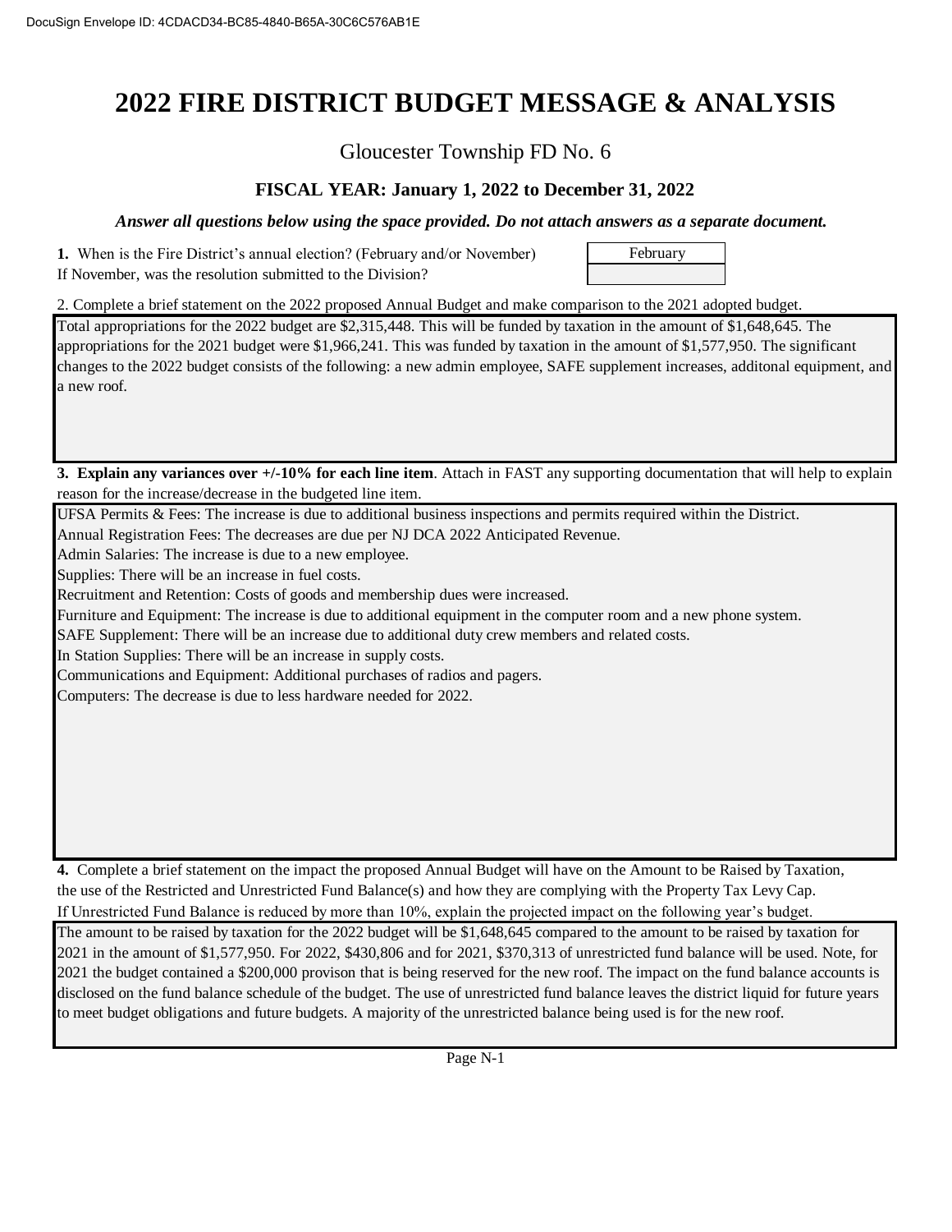# 2022 FIRE DISTRICT BUDGET MESSAGE & ANALYSIS

## Gloucester Township FD No. 6

### FISCAL YEAR: January 1, 2022 to December 31, 2022

***Answer all questions below using the space provided. Do not attach answers as a separate document.***

**1.** When is the Fire District's annual election? (February and/or November) — February

If November, was the resolution submitted to the Division?

2. Complete a brief statement on the 2022 proposed Annual Budget and make comparison to the 2021 adopted budget.

Total appropriations for the 2022 budget are $2,315,448. This will be funded by taxation in the amount of $1,648,645. The appropriations for the 2021 budget were $1,966,241. This was funded by taxation in the amount of $1,577,950. The significant changes to the 2022 budget consists of the following: a new admin employee, SAFE supplement increases, additonal equipment, and a new roof.

**3. Explain any variances over +/-10% for each line item**. Attach in FAST any supporting documentation that will help to explain reason for the increase/decrease in the budgeted line item.

UFSA Permits & Fees: The increase is due to additional business inspections and permits required within the District.
Annual Registration Fees: The decreases are due per NJ DCA 2022 Anticipated Revenue.
Admin Salaries: The increase is due to a new employee.
Supplies: There will be an increase in fuel costs.
Recruitment and Retention: Costs of goods and membership dues were increased.
Furniture and Equipment: The increase is due to additional equipment in the computer room and a new phone system.
SAFE Supplement: There will be an increase due to additional duty crew members and related costs.
In Station Supplies: There will be an increase in supply costs.
Communications and Equipment: Additional purchases of radios and pagers.
Computers: The decrease is due to less hardware needed for 2022.

**4.** Complete a brief statement on the impact the proposed Annual Budget will have on the Amount to be Raised by Taxation, the use of the Restricted and Unrestricted Fund Balance(s) and how they are complying with the Property Tax Levy Cap. If Unrestricted Fund Balance is reduced by more than 10%, explain the projected impact on the following year's budget.

The amount to be raised by taxation for the 2022 budget will be $1,648,645 compared to the amount to be raised by taxation for 2021 in the amount of $1,577,950. For 2022, $430,806 and for 2021, $370,313 of unrestricted fund balance will be used. Note, for 2021 the budget contained a $200,000 provison that is being reserved for the new roof. The impact on the fund balance accounts is disclosed on the fund balance schedule of the budget. The use of unrestricted fund balance leaves the district liquid for future years to meet budget obligations and future budgets. A majority of the unrestricted balance being used is for the new roof.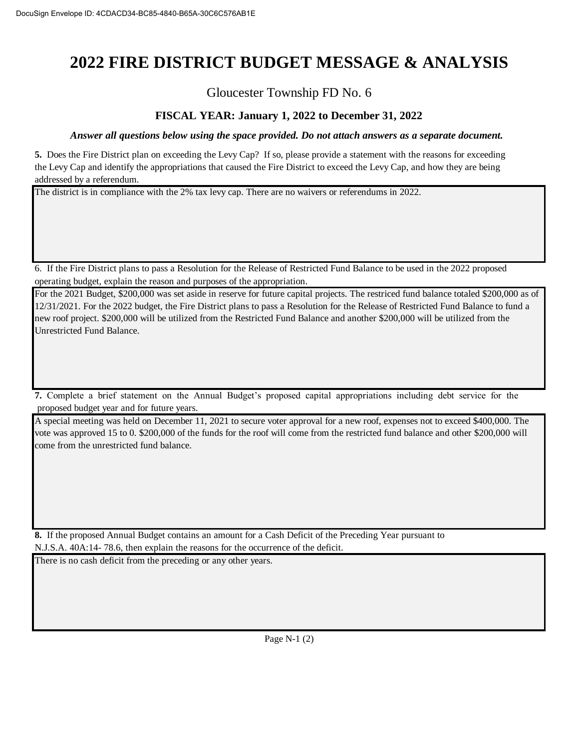# 2022 FIRE DISTRICT BUDGET MESSAGE & ANALYSIS

Gloucester Township FD No. 6

### FISCAL YEAR: January 1, 2022 to December 31, 2022

***Answer all questions below using the space provided. Do not attach answers as a separate document.***

**5.** Does the Fire District plan on exceeding the Levy Cap? If so, please provide a statement with the reasons for exceeding the Levy Cap and identify the appropriations that caused the Fire District to exceed the Levy Cap, and how they are being addressed by a referendum.

The district is in compliance with the 2% tax levy cap. There are no waivers or referendums in 2022.

6. If the Fire District plans to pass a Resolution for the Release of Restricted Fund Balance to be used in the 2022 proposed operating budget, explain the reason and purposes of the appropriation.

For the 2021 Budget, $200,000 was set aside in reserve for future capital projects. The restriced fund balance totaled $200,000 as of 12/31/2021. For the 2022 budget, the Fire District plans to pass a Resolution for the Release of Restricted Fund Balance to fund a new roof project. $200,000 will be utilized from the Restricted Fund Balance and another $200,000 will be utilized from the Unrestricted Fund Balance.

**7.** Complete a brief statement on the Annual Budget's proposed capital appropriations including debt service for the proposed budget year and for future years.

A special meeting was held on December 11, 2021 to secure voter approval for a new roof, expenses not to exceed $400,000. The vote was approved 15 to 0. $200,000 of the funds for the roof will come from the restricted fund balance and other $200,000 will come from the unrestricted fund balance.

**8.** If the proposed Annual Budget contains an amount for a Cash Deficit of the Preceding Year pursuant to N.J.S.A. 40A:14- 78.6, then explain the reasons for the occurrence of the deficit.

There is no cash deficit from the preceding or any other years.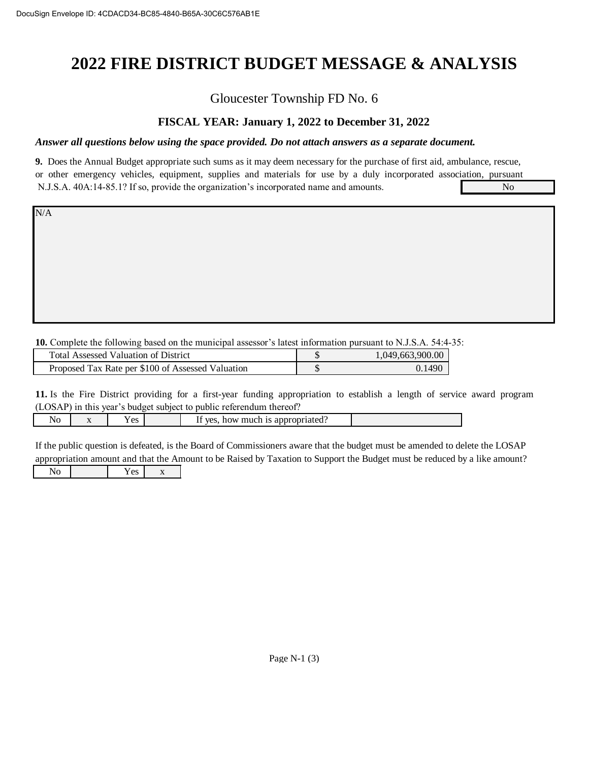# 2022 FIRE DISTRICT BUDGET MESSAGE & ANALYSIS

Gloucester Township FD No. 6

### FISCAL YEAR: January 1, 2022 to December 31, 2022

***Answer all questions below using the space provided. Do not attach answers as a separate document.***

**9.** Does the Annual Budget appropriate such sums as it may deem necessary for the purchase of first aid, ambulance, rescue, or other emergency vehicles, equipment, supplies and materials for use by a duly incorporated association, pursuant N.J.S.A. 40A:14-85.1? If so, provide the organization's incorporated name and amounts.

No

N/A

**10.** Complete the following based on the municipal assessor's latest information pursuant to N.J.S.A. 54:4-35:

| | | |
|---|---|---|
| Total Assessed Valuation of District | $ | 1,049,663,900.00 |
| Proposed Tax Rate per $100 of Assessed Valuation | $ | 0.1490 |

**11.** Is the Fire District providing for a first-year funding appropriation to establish a length of service award program (LOSAP) in this year's budget subject to public referendum thereof?

| No | x | Yes | | If yes, how much is appropriated? | |
|---|---|---|---|---|---|

If the public question is defeated, is the Board of Commissioners aware that the budget must be amended to delete the LOSAP appropriation amount and that the Amount to be Raised by Taxation to Support the Budget must be reduced by a like amount?

| No | | Yes | x |
|---|---|---|---|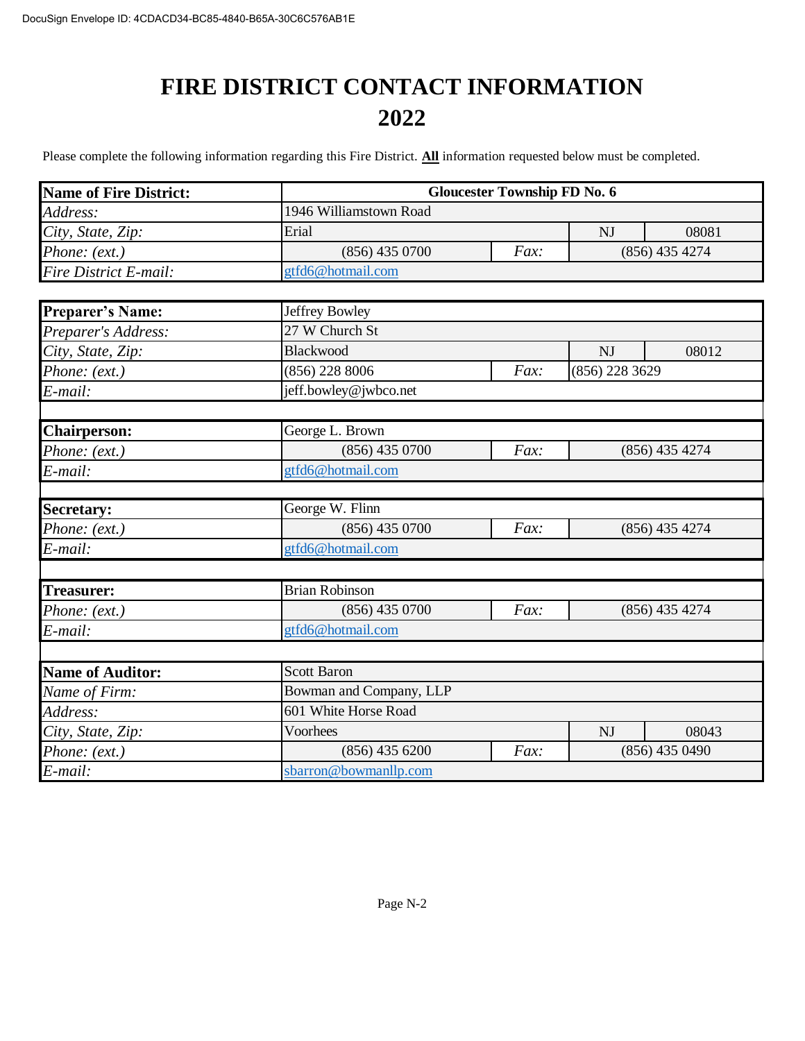# FIRE DISTRICT CONTACT INFORMATION 2022

Please complete the following information regarding this Fire District. **All** information requested below must be completed.

| | | | | |
|---|---|---|---|---|
| **Name of Fire District:** | **Gloucester Township FD No. 6** | | | |
| *Address:* | 1946 Williamstown Road | | | |
| *City, State, Zip:* | Erial | | NJ | 08081 |
| *Phone: (ext.)* | (856) 435 0700 | *Fax:* | (856) 435 4274 | |
| *Fire District E-mail:* | gtfd6@hotmail.com | | | |

| | | | | |
|---|---|---|---|---|
| **Preparer's Name:** | Jeffrey Bowley | | | |
| *Preparer's Address:* | 27 W Church St | | | |
| *City, State, Zip:* | Blackwood | | NJ | 08012 |
| *Phone: (ext.)* | (856) 228 8006 | *Fax:* | (856) 228 3629 | |
| *E-mail:* | jeff.bowley@jwbco.net | | | |

| | | | |
|---|---|---|---|
| **Chairperson:** | George L. Brown | | |
| *Phone: (ext.)* | (856) 435 0700 | *Fax:* | (856) 435 4274 |
| *E-mail:* | gtfd6@hotmail.com | | |

| | | | |
|---|---|---|---|
| **Secretary:** | George W. Flinn | | |
| *Phone: (ext.)* | (856) 435 0700 | *Fax:* | (856) 435 4274 |
| *E-mail:* | gtfd6@hotmail.com | | |

| | | | |
|---|---|---|---|
| **Treasurer:** | Brian Robinson | | |
| *Phone: (ext.)* | (856) 435 0700 | *Fax:* | (856) 435 4274 |
| *E-mail:* | gtfd6@hotmail.com | | |

| | | | | |
|---|---|---|---|---|
| **Name of Auditor:** | Scott Baron | | | |
| *Name of Firm:* | Bowman and Company, LLP | | | |
| *Address:* | 601 White Horse Road | | | |
| *City, State, Zip:* | Voorhees | | NJ | 08043 |
| *Phone: (ext.)* | (856) 435 6200 | *Fax:* | (856) 435 0490 | |
| *E-mail:* | sbarron@bowmanllp.com | | | |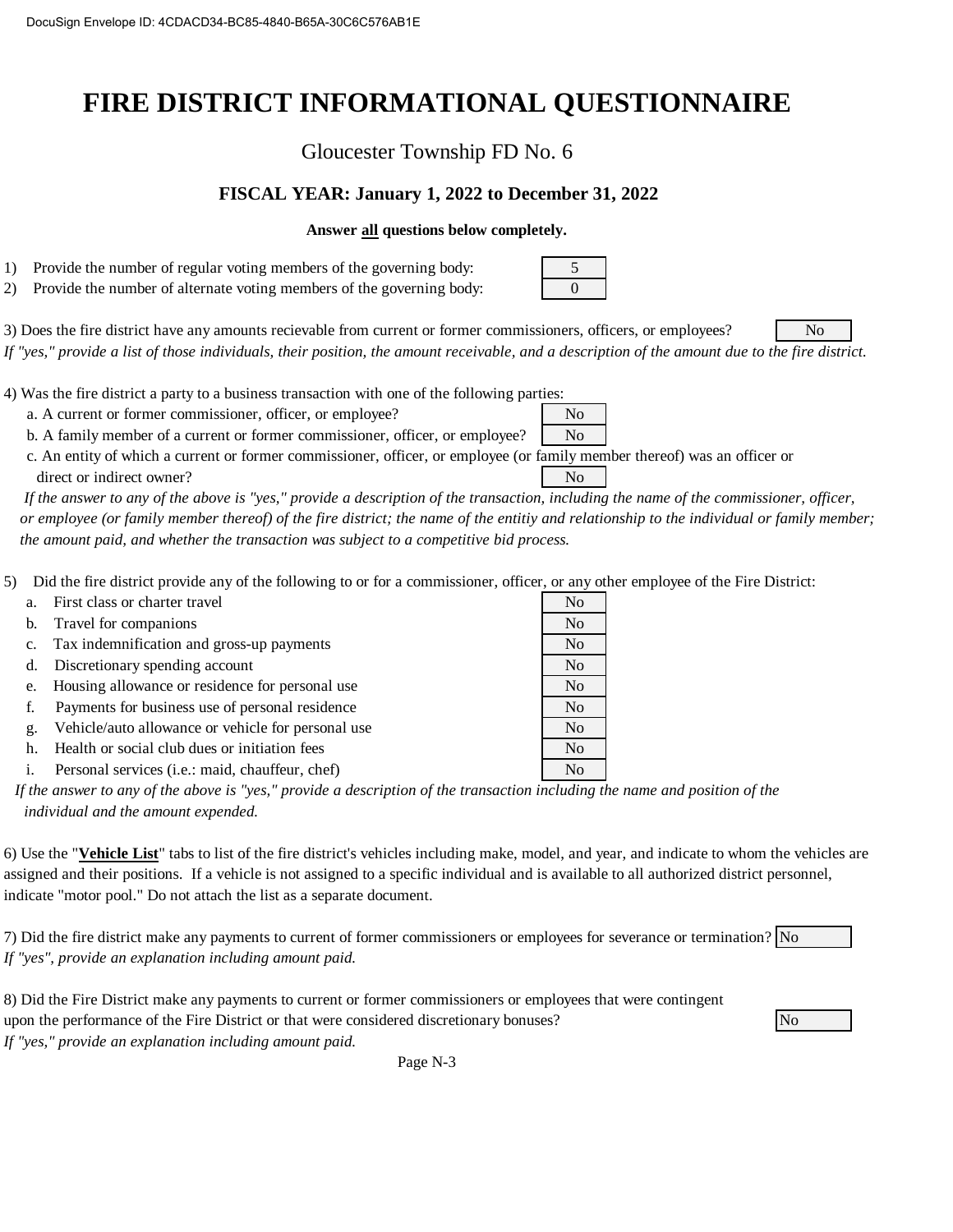# FIRE DISTRICT INFORMATIONAL QUESTIONNAIRE

Gloucester Township FD No. 6

**FISCAL YEAR: January 1, 2022 to December 31, 2022**

**Answer all questions below completely.**

1) Provide the number of regular voting members of the governing body: 5
2) Provide the number of alternate voting members of the governing body: 0

3) Does the fire district have any amounts recievable from current or former commissioners, officers, or employees? No

*If "yes," provide a list of those individuals, their position, the amount receivable, and a description of the amount due to the fire district.*

4) Was the fire district a party to a business transaction with one of the following parties:

a. A current or former commissioner, officer, or employee? No

b. A family member of a current or former commissioner, officer, or employee? No

c. An entity of which a current or former commissioner, officer, or employee (or family member thereof) was an officer or direct or indirect owner? No

*If the answer to any of the above is "yes," provide a description of the transaction, including the name of the commissioner, officer, or employee (or family member thereof) of the fire district; the name of the entitiy and relationship to the individual or family member; the amount paid, and whether the transaction was subject to a competitive bid process.*

5) Did the fire district provide any of the following to or for a commissioner, officer, or any other employee of the Fire District:

| | | |
|---|---|---|
| a. | First class or charter travel | No |
| b. | Travel for companions | No |
| c. | Tax indemnification and gross-up payments | No |
| d. | Discretionary spending account | No |
| e. | Housing allowance or residence for personal use | No |
| f. | Payments for business use of personal residence | No |
| g. | Vehicle/auto allowance or vehicle for personal use | No |
| h. | Health or social club dues or initiation fees | No |
| i. | Personal services (i.e.: maid, chauffeur, chef) | No |

*If the answer to any of the above is "yes," provide a description of the transaction including the name and position of the individual and the amount expended.*

6) Use the "**Vehicle List**" tabs to list of the fire district's vehicles including make, model, and year, and indicate to whom the vehicles are assigned and their positions. If a vehicle is not assigned to a specific individual and is available to all authorized district personnel, indicate "motor pool." Do not attach the list as a separate document.

7) Did the fire district make any payments to current of former commissioners or employees for severance or termination? No

*If "yes", provide an explanation including amount paid.*

8) Did the Fire District make any payments to current or former commissioners or employees that were contingent upon the performance of the Fire District or that were considered discretionary bonuses? No

*If "yes," provide an explanation including amount paid.*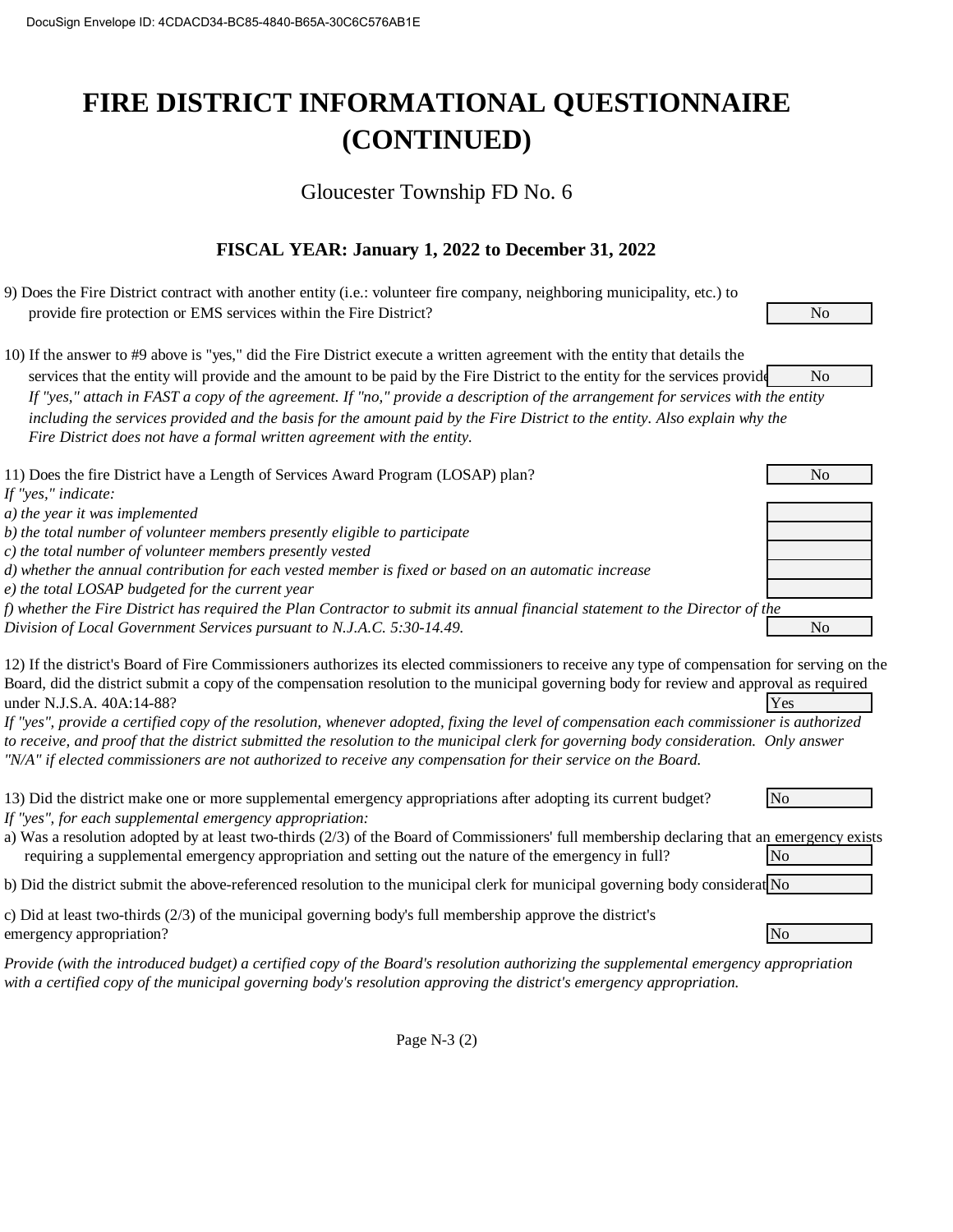# FIRE DISTRICT INFORMATIONAL QUESTIONNAIRE (CONTINUED)

Gloucester Township FD No. 6

## FISCAL YEAR: January 1, 2022 to December 31, 2022

9) Does the Fire District contract with another entity (i.e.: volunteer fire company, neighboring municipality, etc.) to provide fire protection or EMS services within the Fire District? **No**

10) If the answer to #9 above is "yes," did the Fire District execute a written agreement with the entity that details the services that the entity will provide and the amount to be paid by the Fire District to the entity for the services provided? **No**

*If "yes," attach in FAST a copy of the agreement. If "no," provide a description of the arrangement for services with the entity including the services provided and the basis for the amount paid by the Fire District to the entity. Also explain why the Fire District does not have a formal written agreement with the entity.*

11) Does the fire District have a Length of Services Award Program (LOSAP) plan? **No**

*If "yes," indicate:*

*a) the year it was implemented*

*b) the total number of volunteer members presently eligible to participate*

*c) the total number of volunteer members presently vested*

*d) whether the annual contribution for each vested member is fixed or based on an automatic increase*

*e) the total LOSAP budgeted for the current year*

*f) whether the Fire District has required the Plan Contractor to submit its annual financial statement to the Director of the Division of Local Government Services pursuant to N.J.A.C. 5:30-14.49.* **No**

12) If the district's Board of Fire Commissioners authorizes its elected commissioners to receive any type of compensation for serving on the Board, did the district submit a copy of the compensation resolution to the municipal governing body for review and approval as required under N.J.S.A. 40A:14-88? **Yes**

*If "yes", provide a certified copy of the resolution, whenever adopted, fixing the level of compensation each commissioner is authorized to receive, and proof that the district submitted the resolution to the municipal clerk for governing body consideration. Only answer "N/A" if elected commissioners are not authorized to receive any compensation for their service on the Board.*

13) Did the district make one or more supplemental emergency appropriations after adopting its current budget? **No**

*If "yes", for each supplemental emergency appropriation:*

a) Was a resolution adopted by at least two-thirds (2/3) of the Board of Commissioners' full membership declaring that an emergency exists requiring a supplemental emergency appropriation and setting out the nature of the emergency in full? **No**

b) Did the district submit the above-referenced resolution to the municipal clerk for municipal governing body consideration? **No**

c) Did at least two-thirds (2/3) of the municipal governing body's full membership approve the district's emergency appropriation? **No**

*Provide (with the introduced budget) a certified copy of the Board's resolution authorizing the supplemental emergency appropriation with a certified copy of the municipal governing body's resolution approving the district's emergency appropriation.*

Page N-3 (2)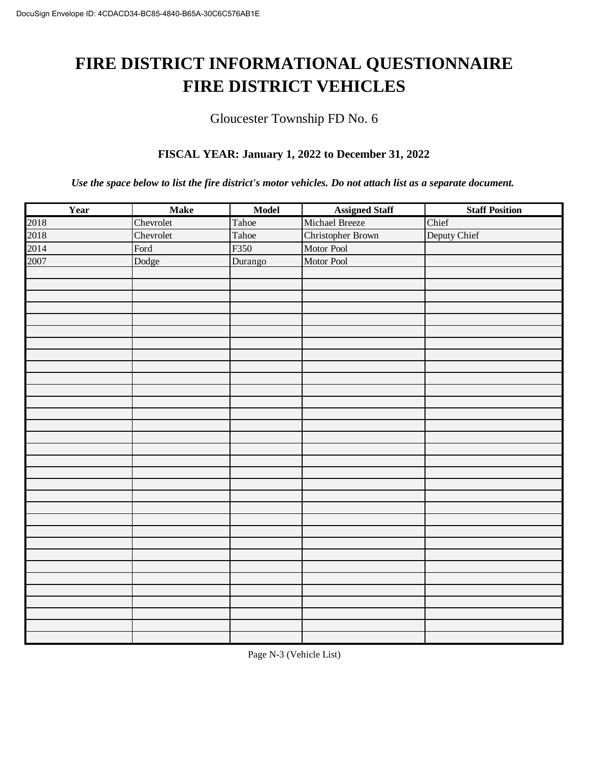# FIRE DISTRICT INFORMATIONAL QUESTIONNAIRE
# FIRE DISTRICT VEHICLES

Gloucester Township FD No. 6

**FISCAL YEAR: January 1, 2022 to December 31, 2022**

***Use the space below to list the fire district's motor vehicles. Do not attach list as a separate document.***

| Year | Make | Model | Assigned Staff | Staff Position |
|---|---|---|---|---|
| 2018 | Chevrolet | Tahoe | Michael Breeze | Chief |
| 2018 | Chevrolet | Tahoe | Christopher Brown | Deputy Chief |
| 2014 | Ford | F350 | Motor Pool | |
| 2007 | Dodge | Durango | Motor Pool | |
| | | | | |
| | | | | |
| | | | | |
| | | | | |
| | | | | |
| | | | | |
| | | | | |
| | | | | |
| | | | | |
| | | | | |
| | | | | |
| | | | | |
| | | | | |
| | | | | |
| | | | | |
| | | | | |
| | | | | |
| | | | | |
| | | | | |
| | | | | |
| | | | | |
| | | | | |
| | | | | |
| | | | | |
| | | | | |
| | | | | |
| | | | | |
| | | | | |
| | | | | |
| | | | | |
| | | | | |

Page N-3 (Vehicle List)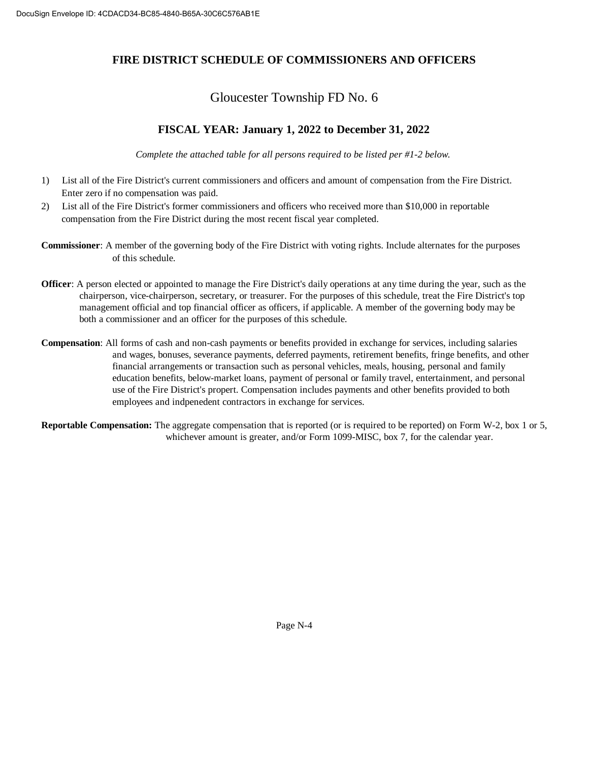# FIRE DISTRICT SCHEDULE OF COMMISSIONERS AND OFFICERS

## Gloucester Township FD No. 6

### FISCAL YEAR: January 1, 2022 to December 31, 2022

*Complete the attached table for all persons required to be listed per #1-2 below.*

1) List all of the Fire District's current commissioners and officers and amount of compensation from the Fire District. Enter zero if no compensation was paid.
2) List all of the Fire District's former commissioners and officers who received more than $10,000 in reportable compensation from the Fire District during the most recent fiscal year completed.

**Commissioner**: A member of the governing body of the Fire District with voting rights. Include alternates for the purposes of this schedule.

**Officer**: A person elected or appointed to manage the Fire District's daily operations at any time during the year, such as the chairperson, vice-chairperson, secretary, or treasurer. For the purposes of this schedule, treat the Fire District's top management official and top financial officer as officers, if applicable. A member of the governing body may be both a commissioner and an officer for the purposes of this schedule.

**Compensation**: All forms of cash and non-cash payments or benefits provided in exchange for services, including salaries and wages, bonuses, severance payments, deferred payments, retirement benefits, fringe benefits, and other financial arrangements or transaction such as personal vehicles, meals, housing, personal and family education benefits, below-market loans, payment of personal or family travel, entertainment, and personal use of the Fire District's propert. Compensation includes payments and other benefits provided to both employees and indpenedent contractors in exchange for services.

**Reportable Compensation:** The aggregate compensation that is reported (or is required to be reported) on Form W-2, box 1 or 5, whichever amount is greater, and/or Form 1099-MISC, box 7, for the calendar year.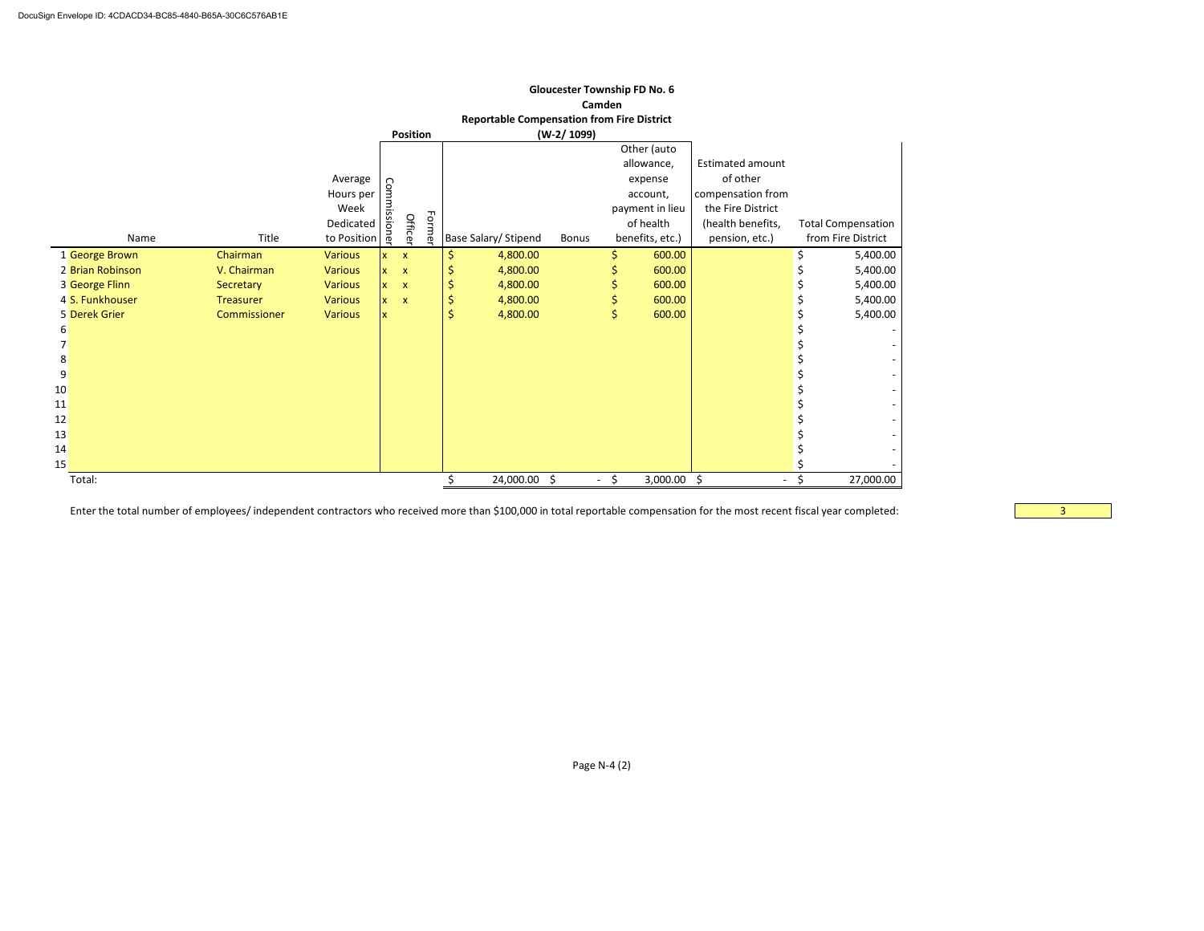**Gloucester Township FD No. 6**

**Camden**

**Reportable Compensation from Fire District**

**(W-2/ 1099)**

| | Name | Title | Average Hours per Week Dedicated to Position | Position: Commissioner | Position: Officer | Position: Former | Base Salary/ Stipend | Bonus | Other (auto allowance, expense account, payment in lieu of health benefits, etc.) | Estimated amount of other compensation from the Fire District (health benefits, pension, etc.) | Total Compensation from Fire District |
|---|---|---|---|---|---|---|---|---|---|---|---|
| 1 | George Brown | Chairman | Various | x | x | | $ 4,800.00 | | $ 600.00 | | $ 5,400.00 |
| 2 | Brian Robinson | V. Chairman | Various | x | x | | $ 4,800.00 | | $ 600.00 | | $ 5,400.00 |
| 3 | George Flinn | Secretary | Various | x | x | | $ 4,800.00 | | $ 600.00 | | $ 5,400.00 |
| 4 | S. Funkhouser | Treasurer | Various | x | x | | $ 4,800.00 | | $ 600.00 | | $ 5,400.00 |
| 5 | Derek Grier | Commissioner | Various | x | | | $ 4,800.00 | | $ 600.00 | | $ 5,400.00 |
| 6 | | | | | | | | | | | $ - |
| 7 | | | | | | | | | | | $ - |
| 8 | | | | | | | | | | | $ - |
| 9 | | | | | | | | | | | $ - |
| 10 | | | | | | | | | | | $ - |
| 11 | | | | | | | | | | | $ - |
| 12 | | | | | | | | | | | $ - |
| 13 | | | | | | | | | | | $ - |
| 14 | | | | | | | | | | | $ - |
| 15 | | | | | | | | | | | $ - |
| | Total: | | | | | | $ 24,000.00 | $ - | $ 3,000.00 | $ - | $ 27,000.00 |

Enter the total number of employees/ independent contractors who received more than $100,000 in total reportable compensation for the most recent fiscal year completed: 3

Page N-4 (2)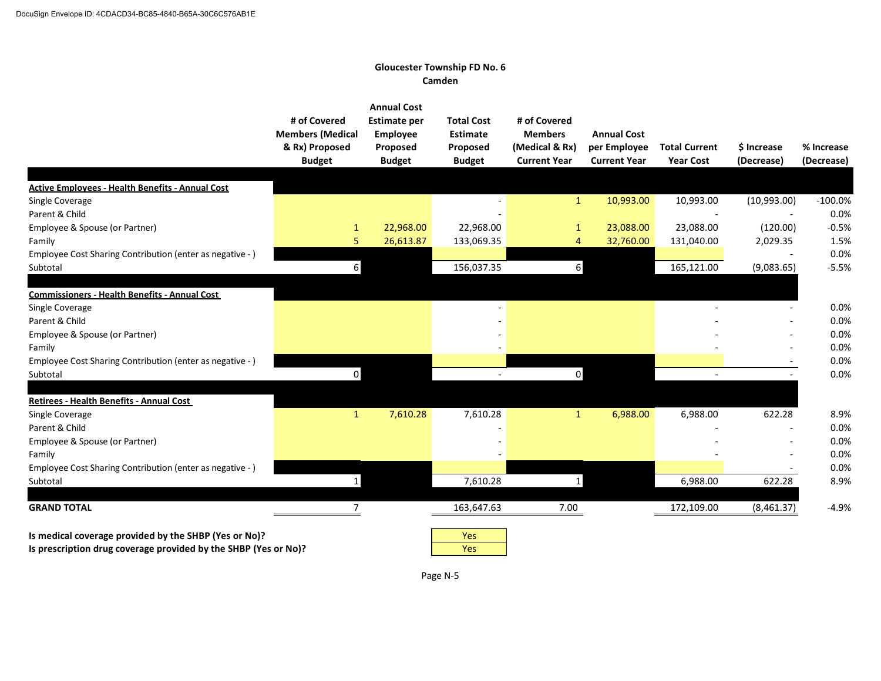DocuSign Envelope ID: 4CDACD34-BC85-4840-B65A-30C6C576AB1E

**Gloucester Township FD No. 6**
**Camden**

| | # of Covered Members (Medical & Rx) Proposed Budget | Annual Cost Estimate per Employee Proposed Budget | Total Cost Estimate Proposed Budget | # of Covered Members (Medical & Rx) Current Year | Annual Cost per Employee Current Year | Total Current Year Cost | $ Increase (Decrease) | % Increase (Decrease) |
|---|---|---|---|---|---|---|---|---|
| **Active Employees - Health Benefits - Annual Cost** | | | | | | | | |
| Single Coverage | | | - | 1 | 10,993.00 | 10,993.00 | (10,993.00) | -100.0% |
| Parent & Child | | | - | | | - | - | 0.0% |
| Employee & Spouse (or Partner) | 1 | 22,968.00 | 22,968.00 | 1 | 23,088.00 | 23,088.00 | (120.00) | -0.5% |
| Family | 5 | 26,613.87 | 133,069.35 | 4 | 32,760.00 | 131,040.00 | 2,029.35 | 1.5% |
| Employee Cost Sharing Contribution (enter as negative - ) | | | | | | | - | 0.0% |
| Subtotal | 6 | | 156,037.35 | 6 | | 165,121.00 | (9,083.65) | -5.5% |
| **Commissioners - Health Benefits - Annual Cost** | | | | | | | | |
| Single Coverage | | | - | | | - | - | 0.0% |
| Parent & Child | | | - | | | - | - | 0.0% |
| Employee & Spouse (or Partner) | | | - | | | - | - | 0.0% |
| Family | | | - | | | - | - | 0.0% |
| Employee Cost Sharing Contribution (enter as negative - ) | | | | | | | - | 0.0% |
| Subtotal | 0 | | - | 0 | | - | - | 0.0% |
| **Retirees - Health Benefits - Annual Cost** | | | | | | | | |
| Single Coverage | 1 | 7,610.28 | 7,610.28 | 1 | 6,988.00 | 6,988.00 | 622.28 | 8.9% |
| Parent & Child | | | - | | | - | - | 0.0% |
| Employee & Spouse (or Partner) | | | - | | | - | - | 0.0% |
| Family | | | - | | | - | - | 0.0% |
| Employee Cost Sharing Contribution (enter as negative - ) | | | | | | | - | 0.0% |
| Subtotal | 1 | | 7,610.28 | 1 | | 6,988.00 | 622.28 | 8.9% |
| **GRAND TOTAL** | 7 | | 163,647.63 | 7.00 | | 172,109.00 | (8,461.37) | -4.9% |

| | |
|---|---|
| **Is medical coverage provided by the SHBP (Yes or No)?** | Yes |
| **Is prescription drug coverage provided by the SHBP (Yes or No)?** | Yes |

Page N-5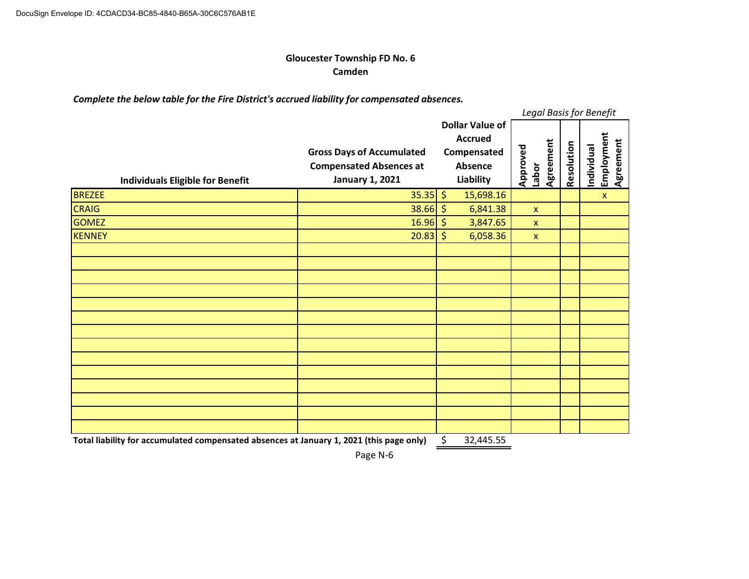**Gloucester Township FD No. 6**
**Camden**

***Complete the below table for the Fire District's accrued liability for compensated absences.***

| Individuals Eligible for Benefit | Gross Days of Accumulated Compensated Absences at January 1, 2021 | Dollar Value of Accrued Compensated Absence Liability | Legal Basis for Benefit: Approved Labor Agreement | Legal Basis for Benefit: Resolution | Legal Basis for Benefit: Individual Employment Agreement |
|---|---|---|---|---|---|
| BREZEE | 35.35 | $ 15,698.16 | | | x |
| CRAIG | 38.66 | $ 6,841.38 | x | | |
| GOMEZ | 16.96 | $ 3,847.65 | x | | |
| KENNEY | 20.83 | $ 6,058.36 | x | | |
| | | | | | |
| | | | | | |
| | | | | | |
| | | | | | |
| | | | | | |
| | | | | | |
| | | | | | |
| | | | | | |
| | | | | | |
| | | | | | |
| | | | | | |
| | | | | | |
| | | | | | |
| | | | | | |
| **Total liability for accumulated compensated absences at January 1, 2021 (this page only)** | | $ 32,445.55 | | | |

Page N-6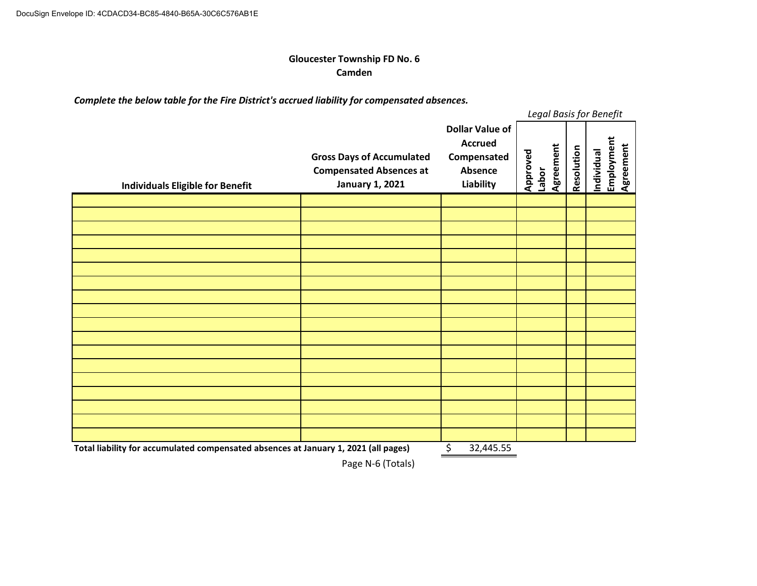**Gloucester Township FD No. 6**
**Camden**

***Complete the below table for the Fire District's accrued liability for compensated absences.***

| Individuals Eligible for Benefit | Gross Days of Accumulated Compensated Absences at January 1, 2021 | Dollar Value of Accrued Compensated Absence Liability | Legal Basis for Benefit: Approved Labor Agreement | Legal Basis for Benefit: Resolution | Legal Basis for Benefit: Individual Employment Agreement |
|---|---|---|---|---|---|
| | | | | | |
| | | | | | |
| | | | | | |
| | | | | | |
| | | | | | |
| | | | | | |
| | | | | | |
| | | | | | |
| | | | | | |
| | | | | | |
| | | | | | |
| | | | | | |
| | | | | | |
| | | | | | |
| | | | | | |
| | | | | | |
| | | | | | |
| | | | | | |
| **Total liability for accumulated compensated absences at January 1, 2021 (all pages)** | | $ 32,445.55 | | | |

Page N-6 (Totals)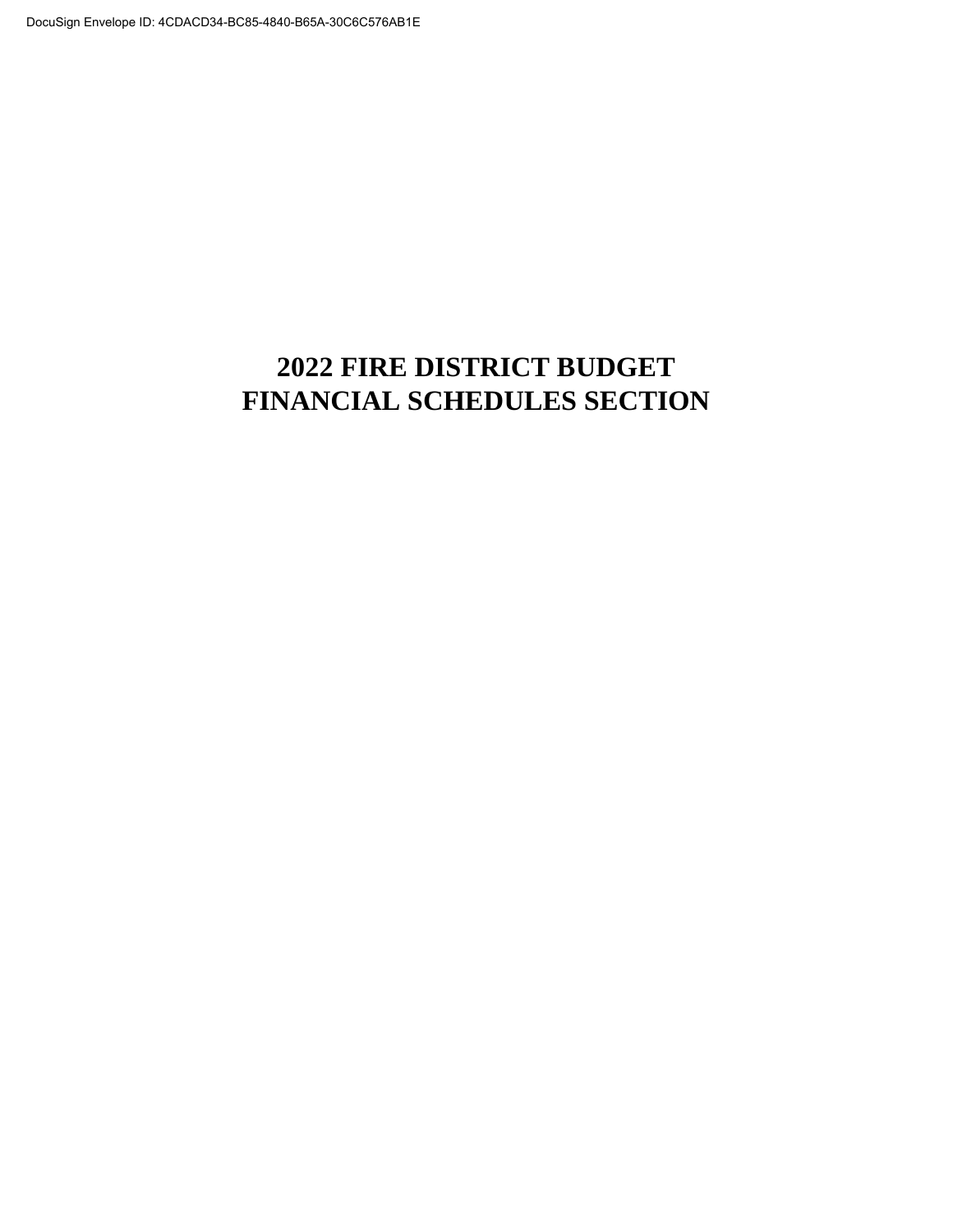# 2022 FIRE DISTRICT BUDGET
# FINANCIAL SCHEDULES SECTION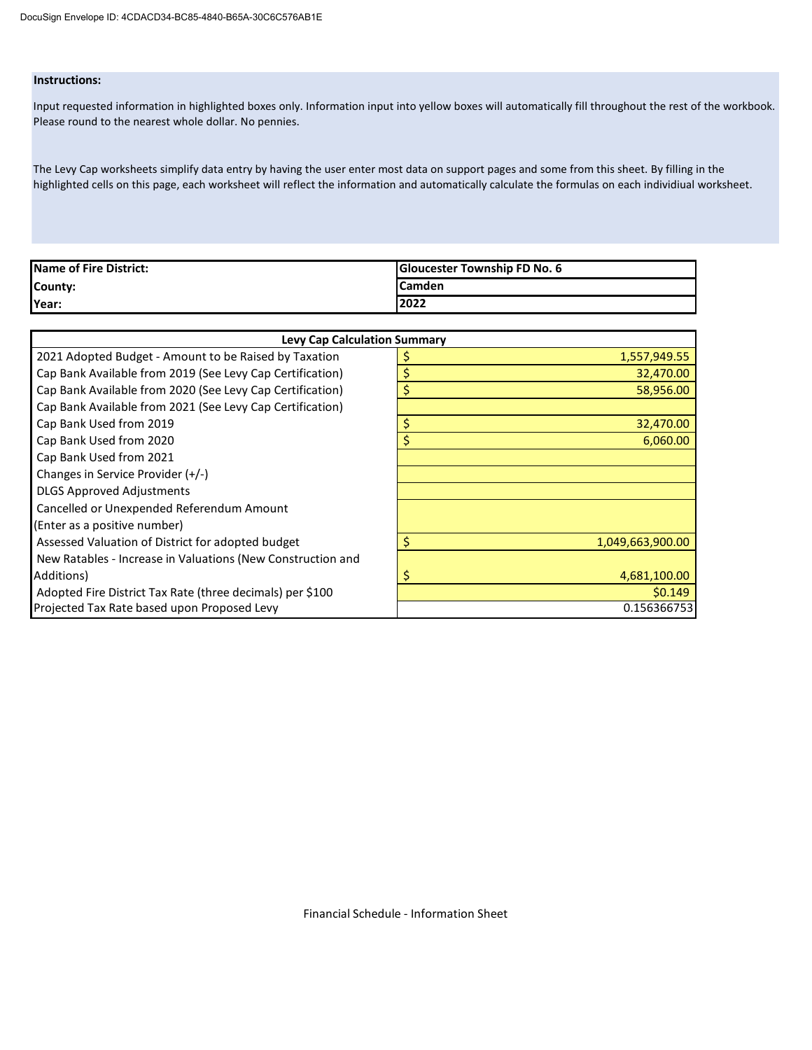**Instructions:**

Input requested information in highlighted boxes only. Information input into yellow boxes will automatically fill throughout the rest of the workbook. Please round to the nearest whole dollar. No pennies.

The Levy Cap worksheets simplify data entry by having the user enter most data on support pages and some from this sheet. By filling in the highlighted cells on this page, each worksheet will reflect the information and automatically calculate the formulas on each individiual worksheet.

| | |
|---|---|
| **Name of Fire District:** | **Gloucester Township FD No. 6** |
| **County:** | **Camden** |
| **Year:** | **2022** |

| **Levy Cap Calculation Summary** | |
|---|---|
| 2021 Adopted Budget - Amount to be Raised by Taxation | $ 1,557,949.55 |
| Cap Bank Available from 2019 (See Levy Cap Certification) | $ 32,470.00 |
| Cap Bank Available from 2020 (See Levy Cap Certification) | $ 58,956.00 |
| Cap Bank Available from 2021 (See Levy Cap Certification) | |
| Cap Bank Used from 2019 | $ 32,470.00 |
| Cap Bank Used from 2020 | $ 6,060.00 |
| Cap Bank Used from 2021 | |
| Changes in Service Provider (+/-) | |
| DLGS Approved Adjustments | |
| Cancelled or Unexpended Referendum Amount (Enter as a positive number) | |
| Assessed Valuation of District for adopted budget | $ 1,049,663,900.00 |
| New Ratables - Increase in Valuations (New Construction and Additions) | $ 4,681,100.00 |
| Adopted Fire District Tax Rate (three decimals) per $100 | $0.149 |
| Projected Tax Rate based upon Proposed Levy | 0.156366753 |

Financial Schedule - Information Sheet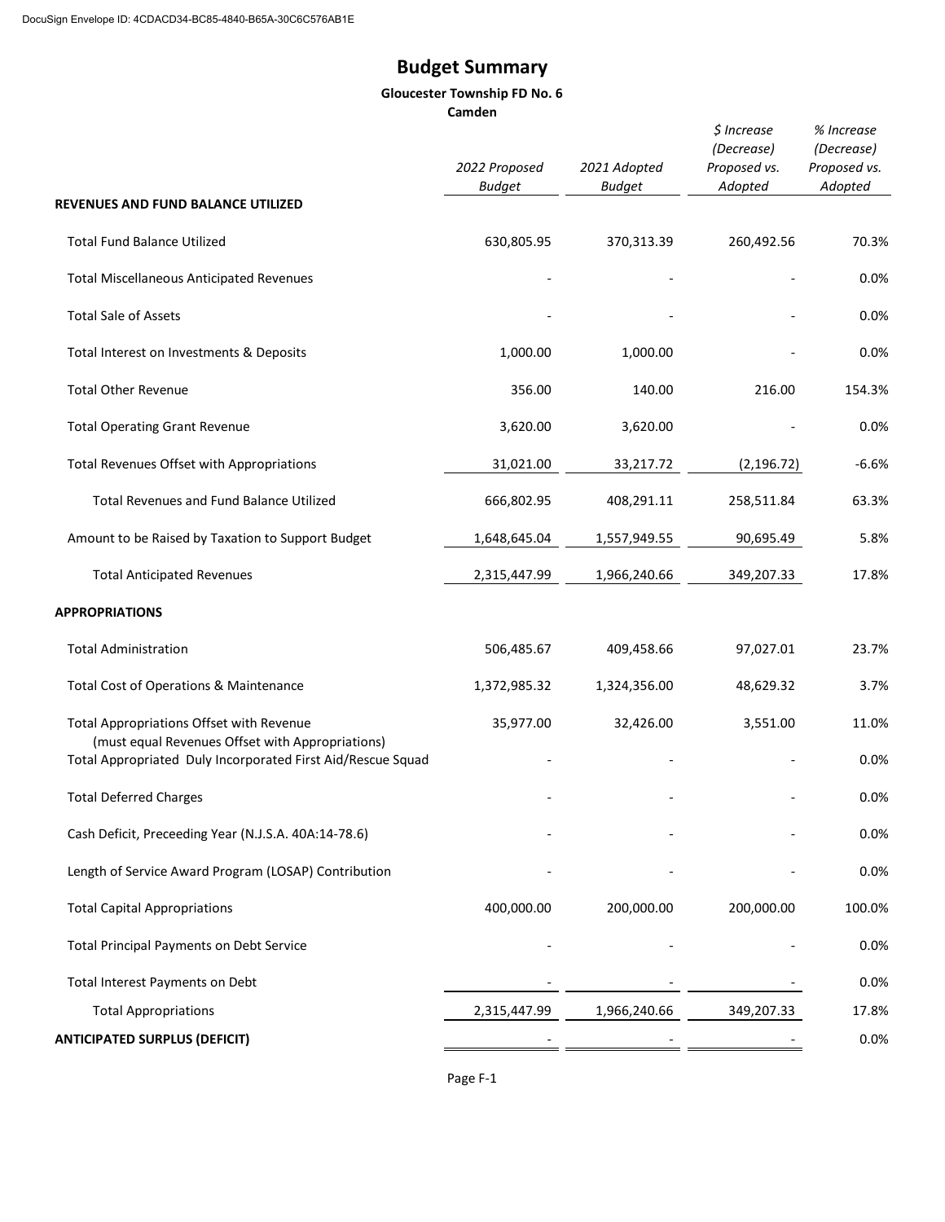# Budget Summary

**Gloucester Township FD No. 6**
**Camden**

| | *2022 Proposed Budget* | *2021 Adopted Budget* | *$ Increase (Decrease) Proposed vs. Adopted* | *% Increase (Decrease) Proposed vs. Adopted* |
|---|---|---|---|---|
| **REVENUES AND FUND BALANCE UTILIZED** | | | | |
| Total Fund Balance Utilized | 630,805.95 | 370,313.39 | 260,492.56 | 70.3% |
| Total Miscellaneous Anticipated Revenues | - | - | - | 0.0% |
| Total Sale of Assets | - | - | - | 0.0% |
| Total Interest on Investments & Deposits | 1,000.00 | 1,000.00 | - | 0.0% |
| Total Other Revenue | 356.00 | 140.00 | 216.00 | 154.3% |
| Total Operating Grant Revenue | 3,620.00 | 3,620.00 | - | 0.0% |
| Total Revenues Offset with Appropriations | 31,021.00 | 33,217.72 | (2,196.72) | -6.6% |
| Total Revenues and Fund Balance Utilized | 666,802.95 | 408,291.11 | 258,511.84 | 63.3% |
| Amount to be Raised by Taxation to Support Budget | 1,648,645.04 | 1,557,949.55 | 90,695.49 | 5.8% |
| Total Anticipated Revenues | 2,315,447.99 | 1,966,240.66 | 349,207.33 | 17.8% |
| **APPROPRIATIONS** | | | | |
| Total Administration | 506,485.67 | 409,458.66 | 97,027.01 | 23.7% |
| Total Cost of Operations & Maintenance | 1,372,985.32 | 1,324,356.00 | 48,629.32 | 3.7% |
| Total Appropriations Offset with Revenue (must equal Revenues Offset with Appropriations) | 35,977.00 | 32,426.00 | 3,551.00 | 11.0% |
| Total Appropriated Duly Incorporated First Aid/Rescue Squad | - | - | - | 0.0% |
| Total Deferred Charges | - | - | - | 0.0% |
| Cash Deficit, Preceeding Year (N.J.S.A. 40A:14-78.6) | - | - | - | 0.0% |
| Length of Service Award Program (LOSAP) Contribution | - | - | - | 0.0% |
| Total Capital Appropriations | 400,000.00 | 200,000.00 | 200,000.00 | 100.0% |
| Total Principal Payments on Debt Service | - | - | - | 0.0% |
| Total Interest Payments on Debt | - | - | - | 0.0% |
| Total Appropriations | 2,315,447.99 | 1,966,240.66 | 349,207.33 | 17.8% |
| **ANTICIPATED SURPLUS (DEFICIT)** | - | - | - | 0.0% |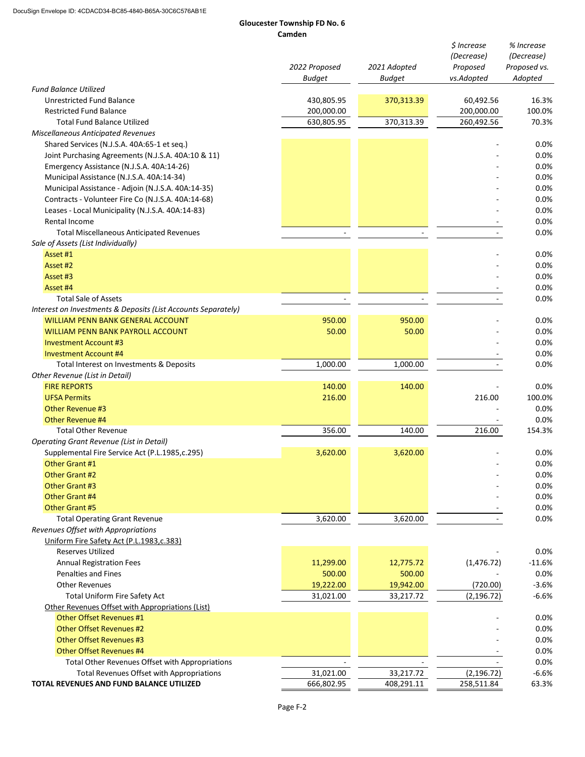DocuSign Envelope ID: 4CDACD34-BC85-4840-B65A-30C6C576AB1E

**Gloucester Township FD No. 6**
**Camden**

| | 2022 Proposed Budget | 2021 Adopted Budget | $ Increase (Decrease) Proposed vs.Adopted | % Increase (Decrease) Proposed vs. Adopted |
|---|---|---|---|---|
| *Fund Balance Utilized* | | | | |
| Unrestricted Fund Balance | 430,805.95 | 370,313.39 | 60,492.56 | 16.3% |
| Restricted Fund Balance | 200,000.00 | | 200,000.00 | 100.0% |
| Total Fund Balance Utilized | 630,805.95 | 370,313.39 | 260,492.56 | 70.3% |
| *Miscellaneous Anticipated Revenues* | | | | |
| Shared Services (N.J.S.A. 40A:65-1 et seq.) | | | - | 0.0% |
| Joint Purchasing Agreements (N.J.S.A. 40A:10 & 11) | | | - | 0.0% |
| Emergency Assistance (N.J.S.A. 40A:14-26) | | | - | 0.0% |
| Municipal Assistance (N.J.S.A. 40A:14-34) | | | - | 0.0% |
| Municipal Assistance - Adjoin (N.J.S.A. 40A:14-35) | | | - | 0.0% |
| Contracts - Volunteer Fire Co (N.J.S.A. 40A:14-68) | | | - | 0.0% |
| Leases - Local Municipality (N.J.S.A. 40A:14-83) | | | - | 0.0% |
| Rental Income | | | - | 0.0% |
| Total Miscellaneous Anticipated Revenues | - | - | - | 0.0% |
| *Sale of Assets (List Individually)* | | | | |
| Asset #1 | | | - | 0.0% |
| Asset #2 | | | - | 0.0% |
| Asset #3 | | | - | 0.0% |
| Asset #4 | | | - | 0.0% |
| Total Sale of Assets | - | - | - | 0.0% |
| *Interest on Investments & Deposits (List Accounts Separately)* | | | | |
| WILLIAM PENN BANK GENERAL ACCOUNT | 950.00 | 950.00 | - | 0.0% |
| WILLIAM PENN BANK PAYROLL ACCOUNT | 50.00 | 50.00 | - | 0.0% |
| Investment Account #3 | | | - | 0.0% |
| Investment Account #4 | | | - | 0.0% |
| Total Interest on Investments & Deposits | 1,000.00 | 1,000.00 | - | 0.0% |
| *Other Revenue (List in Detail)* | | | | |
| FIRE REPORTS | 140.00 | 140.00 | - | 0.0% |
| UFSA Permits | 216.00 | | 216.00 | 100.0% |
| Other Revenue #3 | | | - | 0.0% |
| Other Revenue #4 | | | - | 0.0% |
| Total Other Revenue | 356.00 | 140.00 | 216.00 | 154.3% |
| *Operating Grant Revenue (List in Detail)* | | | | |
| Supplemental Fire Service Act (P.L.1985,c.295) | 3,620.00 | 3,620.00 | - | 0.0% |
| Other Grant #1 | | | - | 0.0% |
| Other Grant #2 | | | - | 0.0% |
| Other Grant #3 | | | - | 0.0% |
| Other Grant #4 | | | - | 0.0% |
| Other Grant #5 | | | - | 0.0% |
| Total Operating Grant Revenue | 3,620.00 | 3,620.00 | - | 0.0% |
| *Revenues Offset with Appropriations* | | | | |
| Uniform Fire Safety Act (P.L.1983,c.383) | | | | |
| Reserves Utilized | | | - | 0.0% |
| Annual Registration Fees | 11,299.00 | 12,775.72 | (1,476.72) | -11.6% |
| Penalties and Fines | 500.00 | 500.00 | - | 0.0% |
| Other Revenues | 19,222.00 | 19,942.00 | (720.00) | -3.6% |
| Total Uniform Fire Safety Act | 31,021.00 | 33,217.72 | (2,196.72) | -6.6% |
| Other Revenues Offset with Appropriations (List) | | | | |
| Other Offset Revenues #1 | | | - | 0.0% |
| Other Offset Revenues #2 | | | - | 0.0% |
| Other Offset Revenues #3 | | | - | 0.0% |
| Other Offset Revenues #4 | | | - | 0.0% |
| Total Other Revenues Offset with Appropriations | - | - | - | 0.0% |
| Total Revenues Offset with Appropriations | 31,021.00 | 33,217.72 | (2,196.72) | -6.6% |
| **TOTAL REVENUES AND FUND BALANCE UTILIZED** | 666,802.95 | 408,291.11 | 258,511.84 | 63.3% |

Page F-2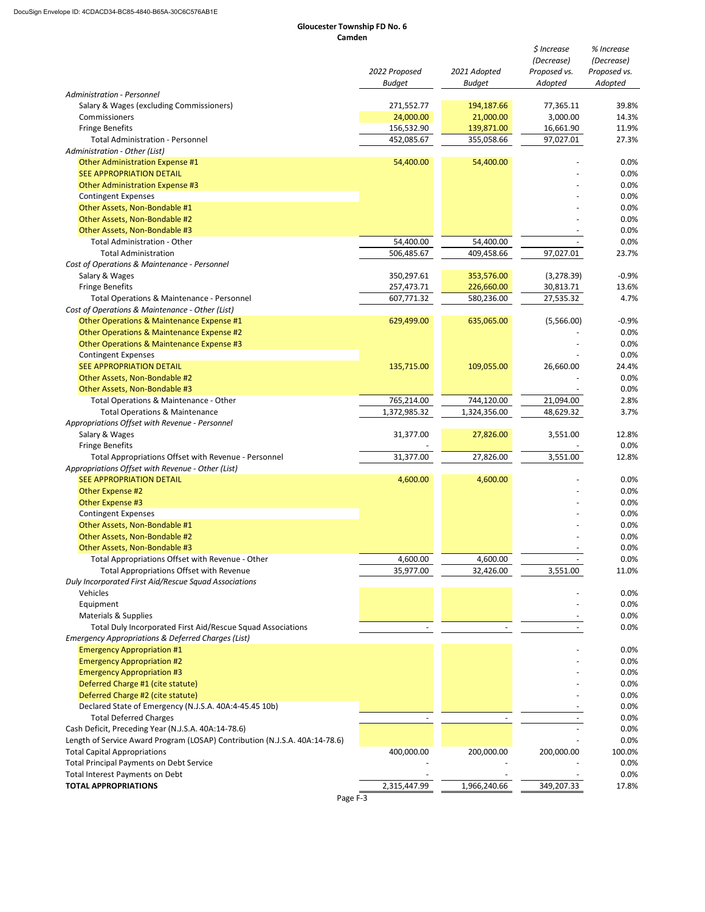**Gloucester Township FD No. 6**
**Camden**

| | 2022 Proposed Budget | 2021 Adopted Budget | $ Increase (Decrease) Proposed vs. Adopted | % Increase (Decrease) Proposed vs. Adopted |
|---|---|---|---|---|
| *Administration - Personnel* | | | | |
| Salary & Wages (excluding Commissioners) | 271,552.77 | 194,187.66 | 77,365.11 | 39.8% |
| Commissioners | 24,000.00 | 21,000.00 | 3,000.00 | 14.3% |
| Fringe Benefits | 156,532.90 | 139,871.00 | 16,661.90 | 11.9% |
| Total Administration - Personnel | 452,085.67 | 355,058.66 | 97,027.01 | 27.3% |
| *Administration - Other (List)* | | | | |
| Other Administration Expense #1 | 54,400.00 | 54,400.00 | - | 0.0% |
| SEE APPROPRIATION DETAIL | | | - | 0.0% |
| Other Administration Expense #3 | | | - | 0.0% |
| Contingent Expenses | | | - | 0.0% |
| Other Assets, Non-Bondable #1 | | | - | 0.0% |
| Other Assets, Non-Bondable #2 | | | - | 0.0% |
| Other Assets, Non-Bondable #3 | | | - | 0.0% |
| Total Administration - Other | 54,400.00 | 54,400.00 | - | 0.0% |
| Total Administration | 506,485.67 | 409,458.66 | 97,027.01 | 23.7% |
| *Cost of Operations & Maintenance - Personnel* | | | | |
| Salary & Wages | 350,297.61 | 353,576.00 | (3,278.39) | -0.9% |
| Fringe Benefits | 257,473.71 | 226,660.00 | 30,813.71 | 13.6% |
| Total Operations & Maintenance - Personnel | 607,771.32 | 580,236.00 | 27,535.32 | 4.7% |
| *Cost of Operations & Maintenance - Other (List)* | | | | |
| Other Operations & Maintenance Expense #1 | 629,499.00 | 635,065.00 | (5,566.00) | -0.9% |
| Other Operations & Maintenance Expense #2 | | | - | 0.0% |
| Other Operations & Maintenance Expense #3 | | | - | 0.0% |
| Contingent Expenses | | | - | 0.0% |
| SEE APPROPRIATION DETAIL | 135,715.00 | 109,055.00 | 26,660.00 | 24.4% |
| Other Assets, Non-Bondable #2 | | | - | 0.0% |
| Other Assets, Non-Bondable #3 | | | - | 0.0% |
| Total Operations & Maintenance - Other | 765,214.00 | 744,120.00 | 21,094.00 | 2.8% |
| Total Operations & Maintenance | 1,372,985.32 | 1,324,356.00 | 48,629.32 | 3.7% |
| *Appropriations Offset with Revenue - Personnel* | | | | |
| Salary & Wages | 31,377.00 | 27,826.00 | 3,551.00 | 12.8% |
| Fringe Benefits | - | | - | 0.0% |
| Total Appropriations Offset with Revenue - Personnel | 31,377.00 | 27,826.00 | 3,551.00 | 12.8% |
| *Appropriations Offset with Revenue - Other (List)* | | | | |
| SEE APPROPRIATION DETAIL | 4,600.00 | 4,600.00 | - | 0.0% |
| Other Expense #2 | | | - | 0.0% |
| Other Expense #3 | | | - | 0.0% |
| Contingent Expenses | | | - | 0.0% |
| Other Assets, Non-Bondable #1 | | | - | 0.0% |
| Other Assets, Non-Bondable #2 | | | - | 0.0% |
| Other Assets, Non-Bondable #3 | | | - | 0.0% |
| Total Appropriations Offset with Revenue - Other | 4,600.00 | 4,600.00 | - | 0.0% |
| Total Appropriations Offset with Revenue | 35,977.00 | 32,426.00 | 3,551.00 | 11.0% |
| *Duly Incorporated First Aid/Rescue Squad Associations* | | | | |
| Vehicles | | | - | 0.0% |
| Equipment | | | - | 0.0% |
| Materials & Supplies | | | - | 0.0% |
| Total Duly Incorporated First Aid/Rescue Squad Associations | - | - | - | 0.0% |
| *Emergency Appropriations & Deferred Charges (List)* | | | | |
| Emergency Appropriation #1 | | | - | 0.0% |
| Emergency Appropriation #2 | | | - | 0.0% |
| Emergency Appropriation #3 | | | - | 0.0% |
| Deferred Charge #1 (cite statute) | | | - | 0.0% |
| Deferred Charge #2 (cite statute) | | | - | 0.0% |
| Declared State of Emergency (N.J.S.A. 40A:4-45.45 10b) | | | - | 0.0% |
| Total Deferred Charges | - | - | - | 0.0% |
| Cash Deficit, Preceding Year (N.J.S.A. 40A:14-78.6) | | | - | 0.0% |
| Length of Service Award Program (LOSAP) Contribution (N.J.S.A. 40A:14-78.6) | | | - | 0.0% |
| Total Capital Appropriations | 400,000.00 | 200,000.00 | 200,000.00 | 100.0% |
| Total Principal Payments on Debt Service | - | - | - | 0.0% |
| Total Interest Payments on Debt | - | - | - | 0.0% |
| **TOTAL APPROPRIATIONS** | 2,315,447.99 | 1,966,240.66 | 349,207.33 | 17.8% |

Page F-3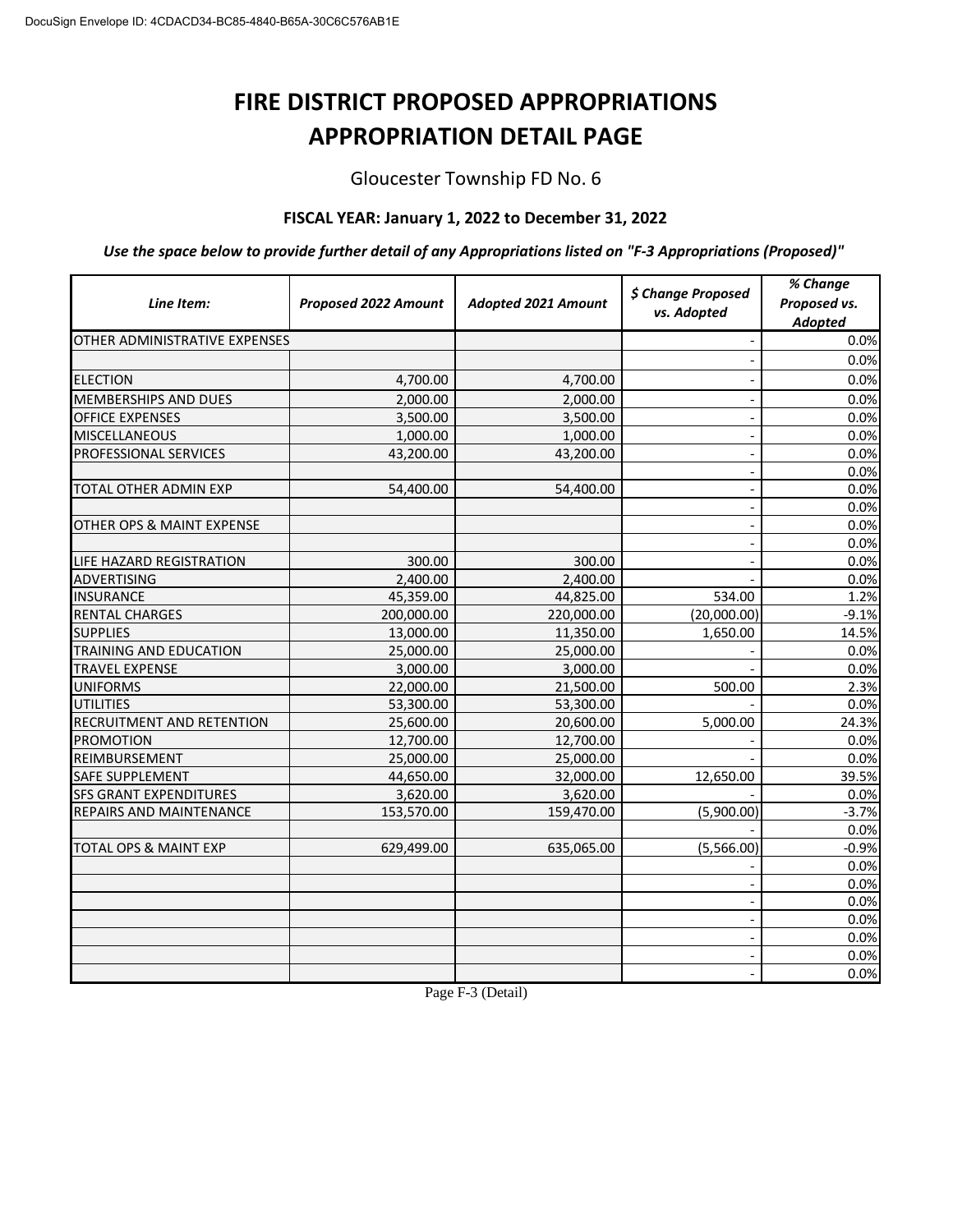# FIRE DISTRICT PROPOSED APPROPRIATIONS
# APPROPRIATION DETAIL PAGE

Gloucester Township FD No. 6

**FISCAL YEAR: January 1, 2022 to December 31, 2022**

***Use the space below to provide further detail of any Appropriations listed on "F-3 Appropriations (Proposed)"***

| *Line Item:* | *Proposed 2022 Amount* | *Adopted 2021 Amount* | *$ Change Proposed vs. Adopted* | *% Change Proposed vs. Adopted* |
|---|---|---|---|---|
| OTHER ADMINISTRATIVE EXPENSES | | | - | 0.0% |
| | | | - | 0.0% |
| ELECTION | 4,700.00 | 4,700.00 | - | 0.0% |
| MEMBERSHIPS AND DUES | 2,000.00 | 2,000.00 | - | 0.0% |
| OFFICE EXPENSES | 3,500.00 | 3,500.00 | - | 0.0% |
| MISCELLANEOUS | 1,000.00 | 1,000.00 | - | 0.0% |
| PROFESSIONAL SERVICES | 43,200.00 | 43,200.00 | - | 0.0% |
| | | | - | 0.0% |
| TOTAL OTHER ADMIN EXP | 54,400.00 | 54,400.00 | - | 0.0% |
| | | | - | 0.0% |
| OTHER OPS & MAINT EXPENSE | | | - | 0.0% |
| | | | - | 0.0% |
| LIFE HAZARD REGISTRATION | 300.00 | 300.00 | - | 0.0% |
| ADVERTISING | 2,400.00 | 2,400.00 | - | 0.0% |
| INSURANCE | 45,359.00 | 44,825.00 | 534.00 | 1.2% |
| RENTAL CHARGES | 200,000.00 | 220,000.00 | (20,000.00) | -9.1% |
| SUPPLIES | 13,000.00 | 11,350.00 | 1,650.00 | 14.5% |
| TRAINING AND EDUCATION | 25,000.00 | 25,000.00 | - | 0.0% |
| TRAVEL EXPENSE | 3,000.00 | 3,000.00 | - | 0.0% |
| UNIFORMS | 22,000.00 | 21,500.00 | 500.00 | 2.3% |
| UTILITIES | 53,300.00 | 53,300.00 | - | 0.0% |
| RECRUITMENT AND RETENTION | 25,600.00 | 20,600.00 | 5,000.00 | 24.3% |
| PROMOTION | 12,700.00 | 12,700.00 | - | 0.0% |
| REIMBURSEMENT | 25,000.00 | 25,000.00 | - | 0.0% |
| SAFE SUPPLEMENT | 44,650.00 | 32,000.00 | 12,650.00 | 39.5% |
| SFS GRANT EXPENDITURES | 3,620.00 | 3,620.00 | - | 0.0% |
| REPAIRS AND MAINTENANCE | 153,570.00 | 159,470.00 | (5,900.00) | -3.7% |
| | | | - | 0.0% |
| TOTAL OPS & MAINT EXP | 629,499.00 | 635,065.00 | (5,566.00) | -0.9% |
| | | | - | 0.0% |
| | | | - | 0.0% |
| | | | - | 0.0% |
| | | | - | 0.0% |
| | | | - | 0.0% |
| | | | - | 0.0% |
| | | | - | 0.0% |

Page F-3 (Detail)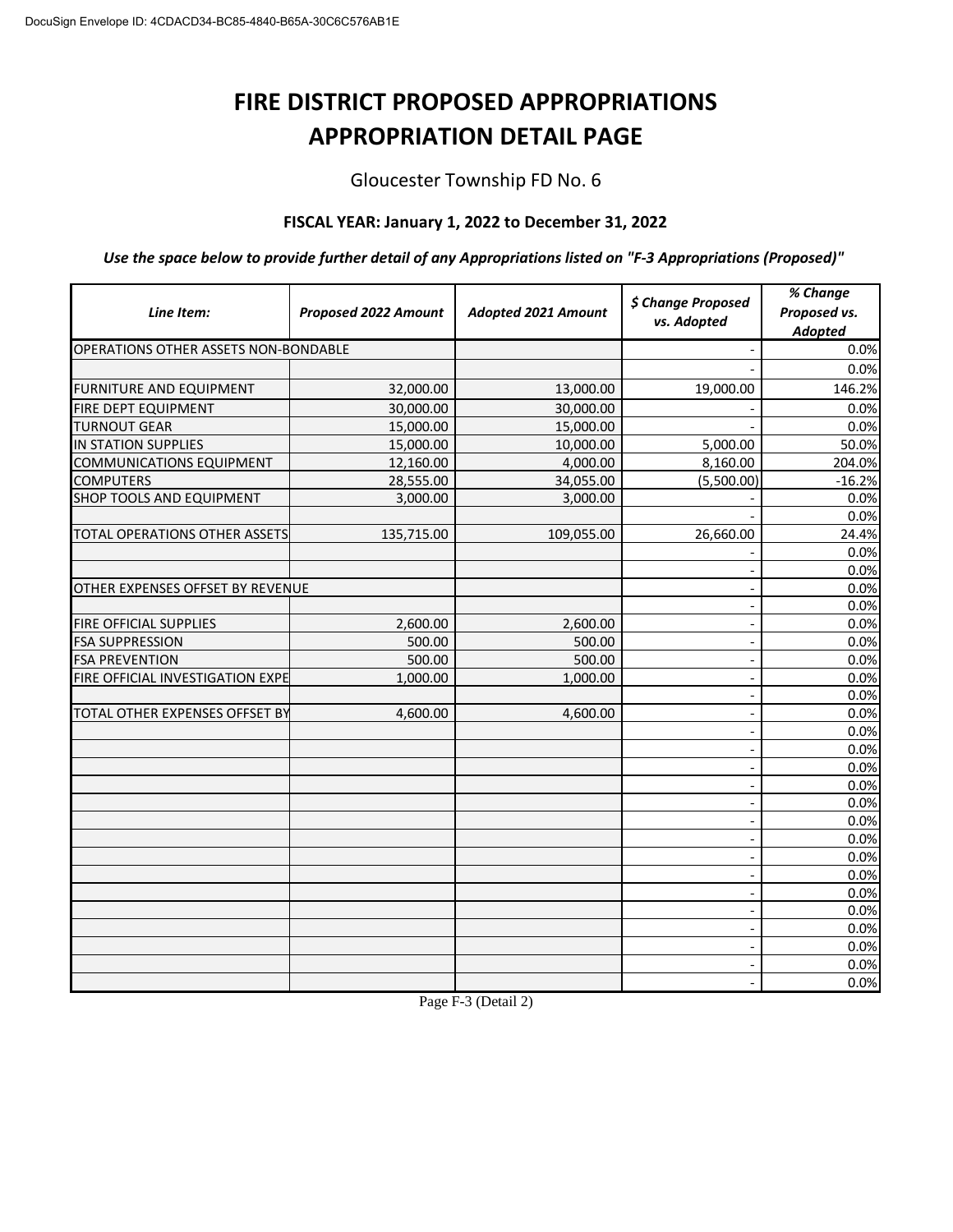DocuSign Envelope ID: 4CDACD34-BC85-4840-B65A-30C6C576AB1E

# FIRE DISTRICT PROPOSED APPROPRIATIONS
# APPROPRIATION DETAIL PAGE

Gloucester Township FD No. 6

**FISCAL YEAR: January 1, 2022 to December 31, 2022**

***Use the space below to provide further detail of any Appropriations listed on "F-3 Appropriations (Proposed)"***

| *Line Item:* | *Proposed 2022 Amount* | *Adopted 2021 Amount* | *$ Change Proposed vs. Adopted* | *% Change Proposed vs. Adopted* |
|---|---|---|---|---|
| OPERATIONS OTHER ASSETS NON-BONDABLE | | | - | 0.0% |
| | | | - | 0.0% |
| FURNITURE AND EQUIPMENT | 32,000.00 | 13,000.00 | 19,000.00 | 146.2% |
| FIRE DEPT EQUIPMENT | 30,000.00 | 30,000.00 | - | 0.0% |
| TURNOUT GEAR | 15,000.00 | 15,000.00 | - | 0.0% |
| IN STATION SUPPLIES | 15,000.00 | 10,000.00 | 5,000.00 | 50.0% |
| COMMUNICATIONS EQUIPMENT | 12,160.00 | 4,000.00 | 8,160.00 | 204.0% |
| COMPUTERS | 28,555.00 | 34,055.00 | (5,500.00) | -16.2% |
| SHOP TOOLS AND EQUIPMENT | 3,000.00 | 3,000.00 | - | 0.0% |
| | | | - | 0.0% |
| TOTAL OPERATIONS OTHER ASSETS | 135,715.00 | 109,055.00 | 26,660.00 | 24.4% |
| | | | - | 0.0% |
| | | | - | 0.0% |
| OTHER EXPENSES OFFSET BY REVENUE | | | - | 0.0% |
| | | | - | 0.0% |
| FIRE OFFICIAL SUPPLIES | 2,600.00 | 2,600.00 | - | 0.0% |
| FSA SUPPRESSION | 500.00 | 500.00 | - | 0.0% |
| FSA PREVENTION | 500.00 | 500.00 | - | 0.0% |
| FIRE OFFICIAL INVESTIGATION EXPE | 1,000.00 | 1,000.00 | - | 0.0% |
| | | | - | 0.0% |
| TOTAL OTHER EXPENSES OFFSET BY | 4,600.00 | 4,600.00 | - | 0.0% |
| | | | - | 0.0% |
| | | | - | 0.0% |
| | | | - | 0.0% |
| | | | - | 0.0% |
| | | | - | 0.0% |
| | | | - | 0.0% |
| | | | - | 0.0% |
| | | | - | 0.0% |
| | | | - | 0.0% |
| | | | - | 0.0% |
| | | | - | 0.0% |
| | | | - | 0.0% |
| | | | - | 0.0% |
| | | | - | 0.0% |
| | | | - | 0.0% |

Page F-3 (Detail 2)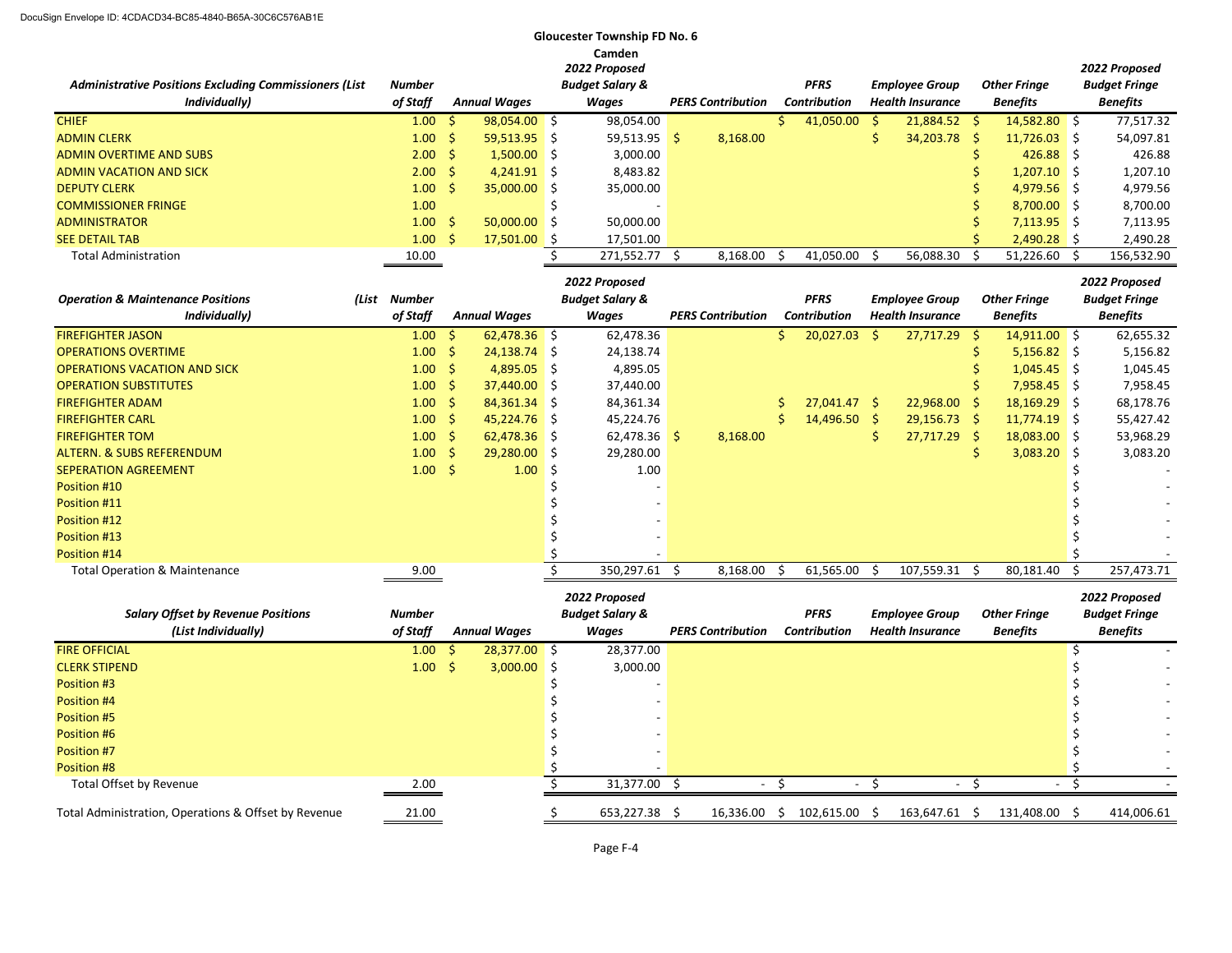DocuSign Envelope ID: 4CDACD34-BC85-4840-B65A-30C6C576AB1E

# Gloucester Township FD No. 6

## Camden

| *Administrative Positions Excluding Commissioners (List Individually)* | *Number of Staff* | *Annual Wages* | *2022 Proposed Budget Salary & Wages* | *PERS Contribution* | *PFRS Contribution* | *Employee Group Health Insurance* | *Other Fringe Benefits* | *2022 Proposed Budget Fringe Benefits* |
|---|---|---|---|---|---|---|---|---|
| CHIEF | 1.00 | $ 98,054.00 | $ 98,054.00 | | $ 41,050.00 | $ 21,884.52 | $ 14,582.80 | $ 77,517.32 |
| ADMIN CLERK | 1.00 | $ 59,513.95 | $ 59,513.95 | $ 8,168.00 | | $ 34,203.78 | $ 11,726.03 | $ 54,097.81 |
| ADMIN OVERTIME AND SUBS | 2.00 | $ 1,500.00 | $ 3,000.00 | | | | $ 426.88 | $ 426.88 |
| ADMIN VACATION AND SICK | 2.00 | $ 4,241.91 | $ 8,483.82 | | | | $ 1,207.10 | $ 1,207.10 |
| DEPUTY CLERK | 1.00 | $ 35,000.00 | $ 35,000.00 | | | | $ 4,979.56 | $ 4,979.56 |
| COMMISSIONER FRINGE | 1.00 | | $ - | | | | $ 8,700.00 | $ 8,700.00 |
| ADMINISTRATOR | 1.00 | $ 50,000.00 | $ 50,000.00 | | | | $ 7,113.95 | $ 7,113.95 |
| SEE DETAIL TAB | 1.00 | $ 17,501.00 | $ 17,501.00 | | | | $ 2,490.28 | $ 2,490.28 |
| Total Administration | 10.00 | | $ 271,552.77 | $ 8,168.00 | $ 41,050.00 | $ 56,088.30 | $ 51,226.60 | $ 156,532.90 |

| *Operation & Maintenance Positions (List Individually)* | *Number of Staff* | *Annual Wages* | *2022 Proposed Budget Salary & Wages* | *PERS Contribution* | *PFRS Contribution* | *Employee Group Health Insurance* | *Other Fringe Benefits* | *2022 Proposed Budget Fringe Benefits* |
|---|---|---|---|---|---|---|---|---|
| FIREFIGHTER JASON | 1.00 | $ 62,478.36 | $ 62,478.36 | | $ 20,027.03 | $ 27,717.29 | $ 14,911.00 | $ 62,655.32 |
| OPERATIONS OVERTIME | 1.00 | $ 24,138.74 | $ 24,138.74 | | | | $ 5,156.82 | $ 5,156.82 |
| OPERATIONS VACATION AND SICK | 1.00 | $ 4,895.05 | $ 4,895.05 | | | | $ 1,045.45 | $ 1,045.45 |
| OPERATION SUBSTITUTES | 1.00 | $ 37,440.00 | $ 37,440.00 | | | | $ 7,958.45 | $ 7,958.45 |
| FIREFIGHTER ADAM | 1.00 | $ 84,361.34 | $ 84,361.34 | | $ 27,041.47 | $ 22,968.00 | $ 18,169.29 | $ 68,178.76 |
| FIREFIGHTER CARL | 1.00 | $ 45,224.76 | $ 45,224.76 | | $ 14,496.50 | $ 29,156.73 | $ 11,774.19 | $ 55,427.42 |
| FIREFIGHTER TOM | 1.00 | $ 62,478.36 | $ 62,478.36 | $ 8,168.00 | | $ 27,717.29 | $ 18,083.00 | $ 53,968.29 |
| ALTERN. & SUBS REFERENDUM | 1.00 | $ 29,280.00 | $ 29,280.00 | | | | $ 3,083.20 | $ 3,083.20 |
| SEPERATION AGREEMENT | 1.00 | $ 1.00 | $ 1.00 | | | | | $ - |
| Position #10 | | | $ - | | | | | $ - |
| Position #11 | | | $ - | | | | | $ - |
| Position #12 | | | $ - | | | | | $ - |
| Position #13 | | | $ - | | | | | $ - |
| Position #14 | | | $ - | | | | | $ - |
| Total Operation & Maintenance | 9.00 | | $ 350,297.61 | $ 8,168.00 | $ 61,565.00 | $ 107,559.31 | $ 80,181.40 | $ 257,473.71 |

| *Salary Offset by Revenue Positions (List Individually)* | *Number of Staff* | *Annual Wages* | *2022 Proposed Budget Salary & Wages* | *PERS Contribution* | *PFRS Contribution* | *Employee Group Health Insurance* | *Other Fringe Benefits* | *2022 Proposed Budget Fringe Benefits* |
|---|---|---|---|---|---|---|---|---|
| FIRE OFFICIAL | 1.00 | $ 28,377.00 | $ 28,377.00 | | | | | $ - |
| CLERK STIPEND | 1.00 | $ 3,000.00 | $ 3,000.00 | | | | | $ - |
| Position #3 | | | $ - | | | | | $ - |
| Position #4 | | | $ - | | | | | $ - |
| Position #5 | | | $ - | | | | | $ - |
| Position #6 | | | $ - | | | | | $ - |
| Position #7 | | | $ - | | | | | $ - |
| Position #8 | | | $ - | | | | | $ - |
| Total Offset by Revenue | 2.00 | | $ 31,377.00 | $ - | $ - | $ - | $ - | $ - |
| Total Administration, Operations & Offset by Revenue | 21.00 | | $ 653,227.38 | $ 16,336.00 | $ 102,615.00 | $ 163,647.61 | $ 131,408.00 | $ 414,006.61 |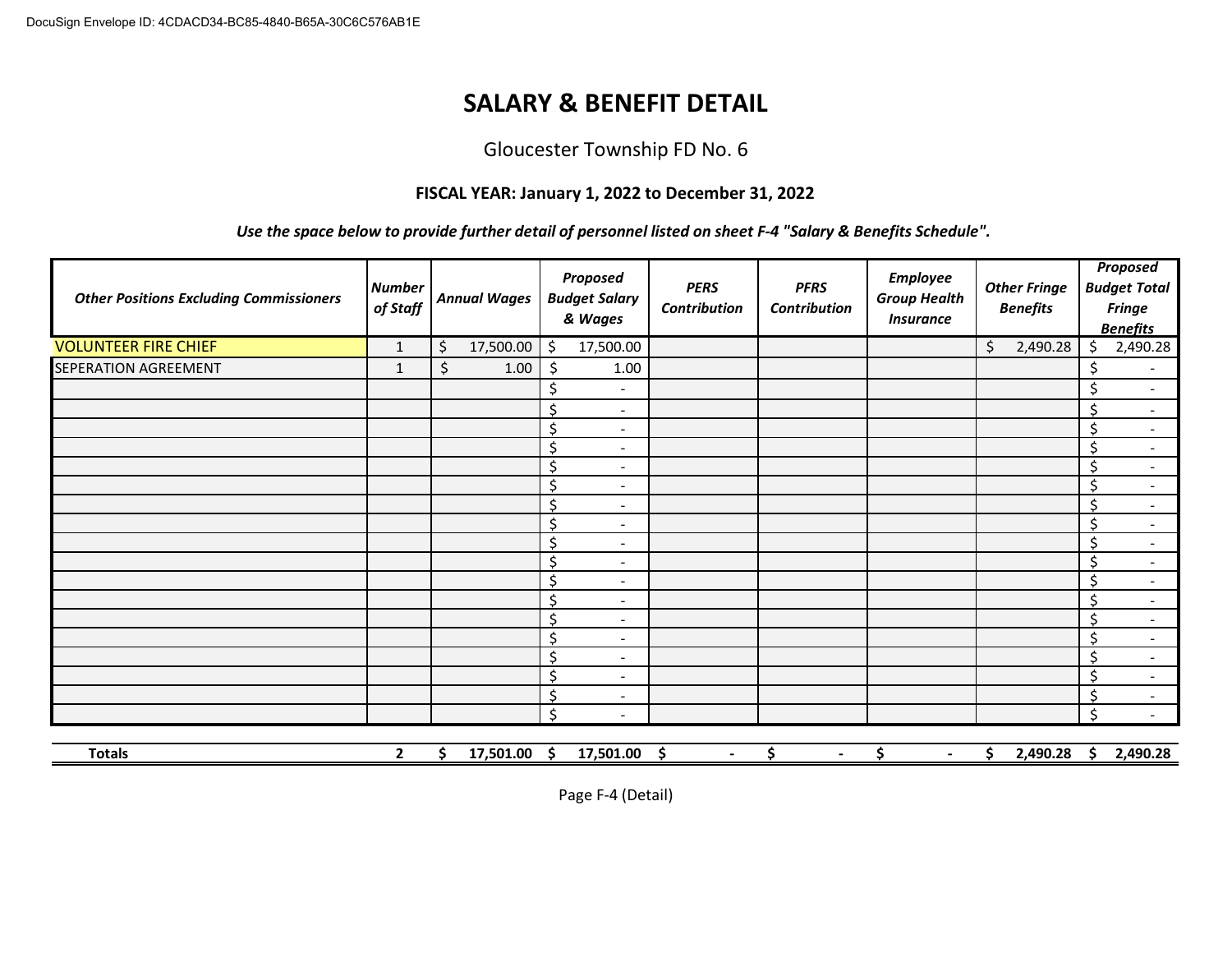# SALARY & BENEFIT DETAIL

Gloucester Township FD No. 6

**FISCAL YEAR: January 1, 2022 to December 31, 2022**

***Use the space below to provide further detail of personnel listed on sheet F-4 "Salary & Benefits Schedule".***

| Other Positions Excluding Commissioners | Number of Staff | Annual Wages | Proposed Budget Salary & Wages | PERS Contribution | PFRS Contribution | Employee Group Health Insurance | Other Fringe Benefits | Proposed Budget Total Fringe Benefits |
|---|---|---|---|---|---|---|---|---|
| VOLUNTEER FIRE CHIEF | 1 | $ 17,500.00 | $ 17,500.00 | | | | $ 2,490.28 | $ 2,490.28 |
| SEPERATION AGREEMENT | 1 | $ 1.00 | $ 1.00 | | | | | $ - |
| | | | $ - | | | | | $ - |
| | | | $ - | | | | | $ - |
| | | | $ - | | | | | $ - |
| | | | $ - | | | | | $ - |
| | | | $ - | | | | | $ - |
| | | | $ - | | | | | $ - |
| | | | $ - | | | | | $ - |
| | | | $ - | | | | | $ - |
| | | | $ - | | | | | $ - |
| | | | $ - | | | | | $ - |
| | | | $ - | | | | | $ - |
| | | | $ - | | | | | $ - |
| | | | $ - | | | | | $ - |
| | | | $ - | | | | | $ - |
| | | | $ - | | | | | $ - |
| | | | $ - | | | | | $ - |
| | | | $ - | | | | | $ - |
| | | | $ - | | | | | $ - |
| **Totals** | **2** | **$ 17,501.00** | **$ 17,501.00** | **$ -** | **$ -** | **$ -** | **$ 2,490.28** | **$ 2,490.28** |

Page F-4 (Detail)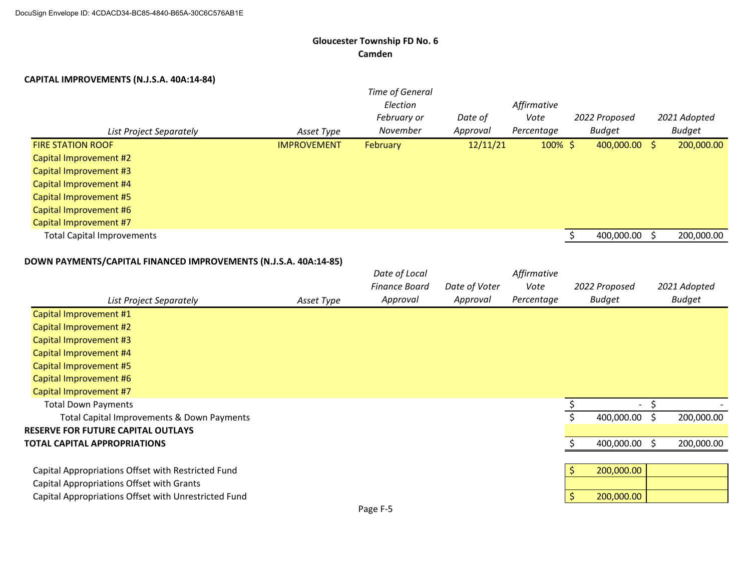DocuSign Envelope ID: 4CDACD34-BC85-4840-B65A-30C6C576AB1E

## Gloucester Township FD No. 6
## Camden

### CAPITAL IMPROVEMENTS (N.J.S.A. 40A:14-84)

| *List Project Separately* | *Asset Type* | *Time of General Election February or November* | *Date of Approval* | *Affirmative Vote Percentage* | *2022 Proposed Budget* | *2021 Adopted Budget* |
|---|---|---|---|---|---|---|
| FIRE STATION ROOF | IMPROVEMENT | February | 12/11/21 | 100% | $ 400,000.00 | $ 200,000.00 |
| Capital Improvement #2 | | | | | | |
| Capital Improvement #3 | | | | | | |
| Capital Improvement #4 | | | | | | |
| Capital Improvement #5 | | | | | | |
| Capital Improvement #6 | | | | | | |
| Capital Improvement #7 | | | | | | |
| Total Capital Improvements | | | | | $ 400,000.00 | $ 200,000.00 |

### DOWN PAYMENTS/CAPITAL FINANCED IMPROVEMENTS (N.J.S.A. 40A:14-85)

| *List Project Separately* | *Asset Type* | *Date of Local Finance Board Approval* | *Date of Voter Approval* | *Affirmative Vote Percentage* | *2022 Proposed Budget* | *2021 Adopted Budget* |
|---|---|---|---|---|---|---|
| Capital Improvement #1 | | | | | | |
| Capital Improvement #2 | | | | | | |
| Capital Improvement #3 | | | | | | |
| Capital Improvement #4 | | | | | | |
| Capital Improvement #5 | | | | | | |
| Capital Improvement #6 | | | | | | |
| Capital Improvement #7 | | | | | | |
| Total Down Payments | | | | | $ - | $ - |
| Total Capital Improvements & Down Payments | | | | | $ 400,000.00 | $ 200,000.00 |
| **RESERVE FOR FUTURE CAPITAL OUTLAYS** | | | | | | |
| **TOTAL CAPITAL APPROPRIATIONS** | | | | | $ 400,000.00 | $ 200,000.00 |

| | 2022 Proposed Budget | 2021 Adopted Budget |
|---|---|---|
| Capital Appropriations Offset with Restricted Fund | $ 200,000.00 | |
| Capital Appropriations Offset with Grants | | |
| Capital Appropriations Offset with Unrestricted Fund | $ 200,000.00 | |

Page F-5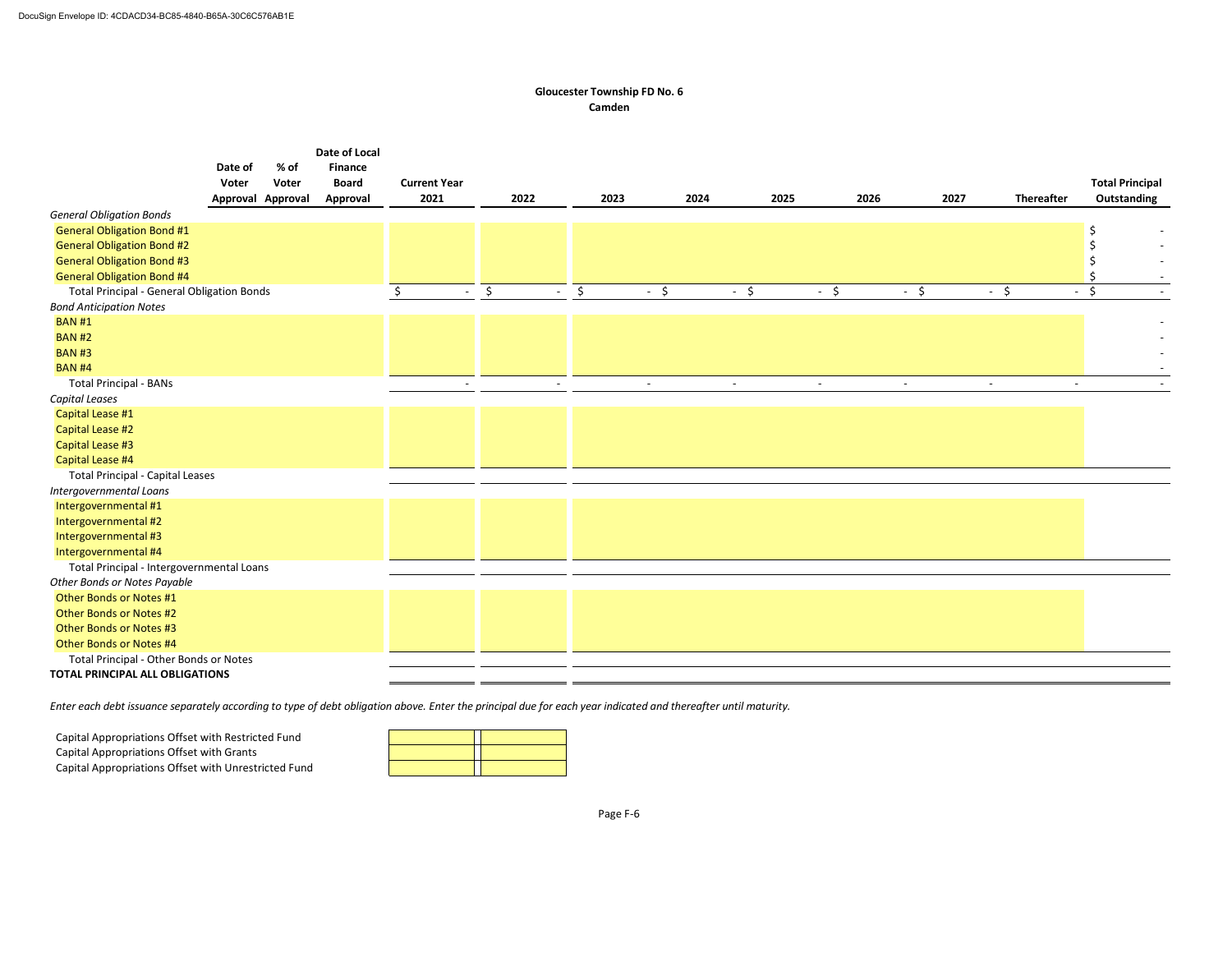**Gloucester Township FD No. 6**
**Camden**

| | Date of Voter Approval | % of Voter Approval | Date of Local Finance Board Approval | Current Year 2021 | 2022 | 2023 | 2024 | 2025 | 2026 | 2027 | Thereafter | Total Principal Outstanding |
|---|---|---|---|---|---|---|---|---|---|---|---|---|
| *General Obligation Bonds* | | | | | | | | | | | | |
| General Obligation Bond #1 | | | | | | | | | | | | $ - |
| General Obligation Bond #2 | | | | | | | | | | | | $ - |
| General Obligation Bond #3 | | | | | | | | | | | | $ - |
| General Obligation Bond #4 | | | | | | | | | | | | $ - |
| Total Principal - General Obligation Bonds | | | | $ - | $ - | $ - | $ - | $ - | $ - | $ - | $ - | $ - |
| *Bond Anticipation Notes* | | | | | | | | | | | | |
| BAN #1 | | | | | | | | | | | | - |
| BAN #2 | | | | | | | | | | | | - |
| BAN #3 | | | | | | | | | | | | - |
| BAN #4 | | | | | | | | | | | | - |
| Total Principal - BANs | | | | - | - | - | - | - | - | - | - | - |
| *Capital Leases* | | | | | | | | | | | | |
| Capital Lease #1 | | | | | | | | | | | | |
| Capital Lease #2 | | | | | | | | | | | | |
| Capital Lease #3 | | | | | | | | | | | | |
| Capital Lease #4 | | | | | | | | | | | | |
| Total Principal - Capital Leases | | | | | | | | | | | | |
| *Intergovernmental Loans* | | | | | | | | | | | | |
| Intergovernmental #1 | | | | | | | | | | | | |
| Intergovernmental #2 | | | | | | | | | | | | |
| Intergovernmental #3 | | | | | | | | | | | | |
| Intergovernmental #4 | | | | | | | | | | | | |
| Total Principal - Intergovernmental Loans | | | | | | | | | | | | |
| *Other Bonds or Notes Payable* | | | | | | | | | | | | |
| Other Bonds or Notes #1 | | | | | | | | | | | | |
| Other Bonds or Notes #2 | | | | | | | | | | | | |
| Other Bonds or Notes #3 | | | | | | | | | | | | |
| Other Bonds or Notes #4 | | | | | | | | | | | | |
| Total Principal - Other Bonds or Notes | | | | | | | | | | | | |
| **TOTAL PRINCIPAL ALL OBLIGATIONS** | | | | | | | | | | | | |

*Enter each debt issuance separately according to type of debt obligation above. Enter the principal due for each year indicated and thereafter until maturity.*

| | | |
|---|---|---|
| Capital Appropriations Offset with Restricted Fund | | |
| Capital Appropriations Offset with Grants | | |
| Capital Appropriations Offset with Unrestricted Fund | | |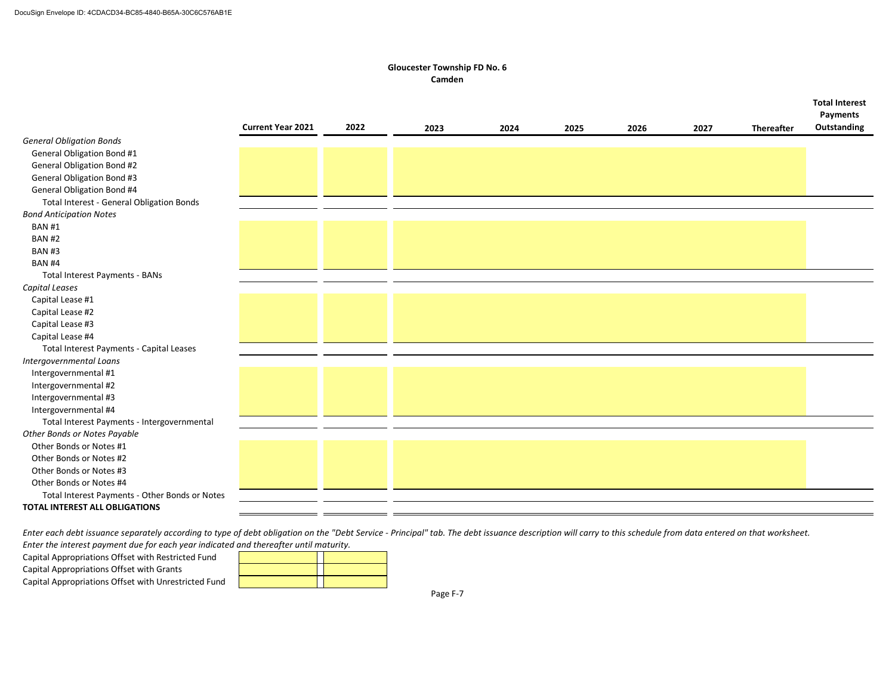**Gloucester Township FD No. 6**
**Camden**

| | Current Year 2021 | 2022 | 2023 | 2024 | 2025 | 2026 | 2027 | Thereafter | Total Interest Payments Outstanding |
|---|---|---|---|---|---|---|---|---|---|
| *General Obligation Bonds* | | | | | | | | | |
| General Obligation Bond #1 | | | | | | | | | |
| General Obligation Bond #2 | | | | | | | | | |
| General Obligation Bond #3 | | | | | | | | | |
| General Obligation Bond #4 | | | | | | | | | |
| Total Interest - General Obligation Bonds | | | | | | | | | |
| *Bond Anticipation Notes* | | | | | | | | | |
| BAN #1 | | | | | | | | | |
| BAN #2 | | | | | | | | | |
| BAN #3 | | | | | | | | | |
| BAN #4 | | | | | | | | | |
| Total Interest Payments - BANs | | | | | | | | | |
| *Capital Leases* | | | | | | | | | |
| Capital Lease #1 | | | | | | | | | |
| Capital Lease #2 | | | | | | | | | |
| Capital Lease #3 | | | | | | | | | |
| Capital Lease #4 | | | | | | | | | |
| Total Interest Payments - Capital Leases | | | | | | | | | |
| *Intergovernmental Loans* | | | | | | | | | |
| Intergovernmental #1 | | | | | | | | | |
| Intergovernmental #2 | | | | | | | | | |
| Intergovernmental #3 | | | | | | | | | |
| Intergovernmental #4 | | | | | | | | | |
| Total Interest Payments - Intergovernmental | | | | | | | | | |
| *Other Bonds or Notes Payable* | | | | | | | | | |
| Other Bonds or Notes #1 | | | | | | | | | |
| Other Bonds or Notes #2 | | | | | | | | | |
| Other Bonds or Notes #3 | | | | | | | | | |
| Other Bonds or Notes #4 | | | | | | | | | |
| Total Interest Payments - Other Bonds or Notes | | | | | | | | | |
| **TOTAL INTEREST ALL OBLIGATIONS** | | | | | | | | | |

*Enter each debt issuance separately according to type of debt obligation on the "Debt Service - Principal" tab. The debt issuance description will carry to this schedule from data entered on that worksheet.*
*Enter the interest payment due for each year indicated and thereafter until maturity.*

| | | |
|---|---|---|
| Capital Appropriations Offset with Restricted Fund | | |
| Capital Appropriations Offset with Grants | | |
| Capital Appropriations Offset with Unrestricted Fund | | |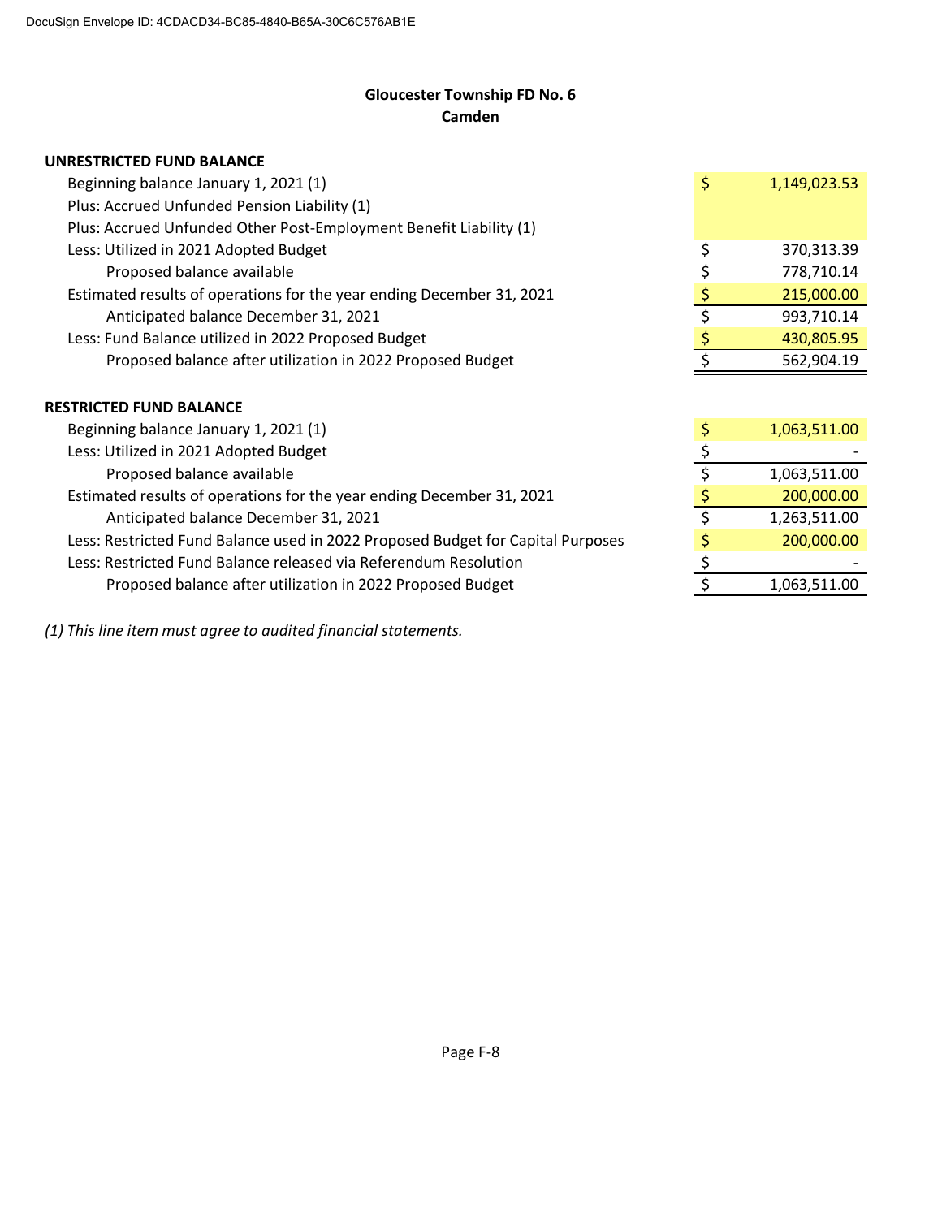DocuSign Envelope ID: 4CDACD34-BC85-4840-B65A-30C6C576AB1E

## Gloucester Township FD No. 6
## Camden

| **UNRESTRICTED FUND BALANCE** | |
|---|---|
| Beginning balance January 1, 2021 (1) | $ 1,149,023.53 |
| Plus: Accrued Unfunded Pension Liability (1) | |
| Plus: Accrued Unfunded Other Post-Employment Benefit Liability (1) | |
| Less: Utilized in 2021 Adopted Budget | $ 370,313.39 |
| Proposed balance available | $ 778,710.14 |
| Estimated results of operations for the year ending December 31, 2021 | $ 215,000.00 |
| Anticipated balance December 31, 2021 | $ 993,710.14 |
| Less: Fund Balance utilized in 2022 Proposed Budget | $ 430,805.95 |
| Proposed balance after utilization in 2022 Proposed Budget | $ 562,904.19 |

| **RESTRICTED FUND BALANCE** | |
|---|---|
| Beginning balance January 1, 2021 (1) | $ 1,063,511.00 |
| Less: Utilized in 2021 Adopted Budget | $ - |
| Proposed balance available | $ 1,063,511.00 |
| Estimated results of operations for the year ending December 31, 2021 | $ 200,000.00 |
| Anticipated balance December 31, 2021 | $ 1,263,511.00 |
| Less: Restricted Fund Balance used in 2022 Proposed Budget for Capital Purposes | $ 200,000.00 |
| Less: Restricted Fund Balance released via Referendum Resolution | $ - |
| Proposed balance after utilization in 2022 Proposed Budget | $ 1,063,511.00 |

*(1) This line item must agree to audited financial statements.*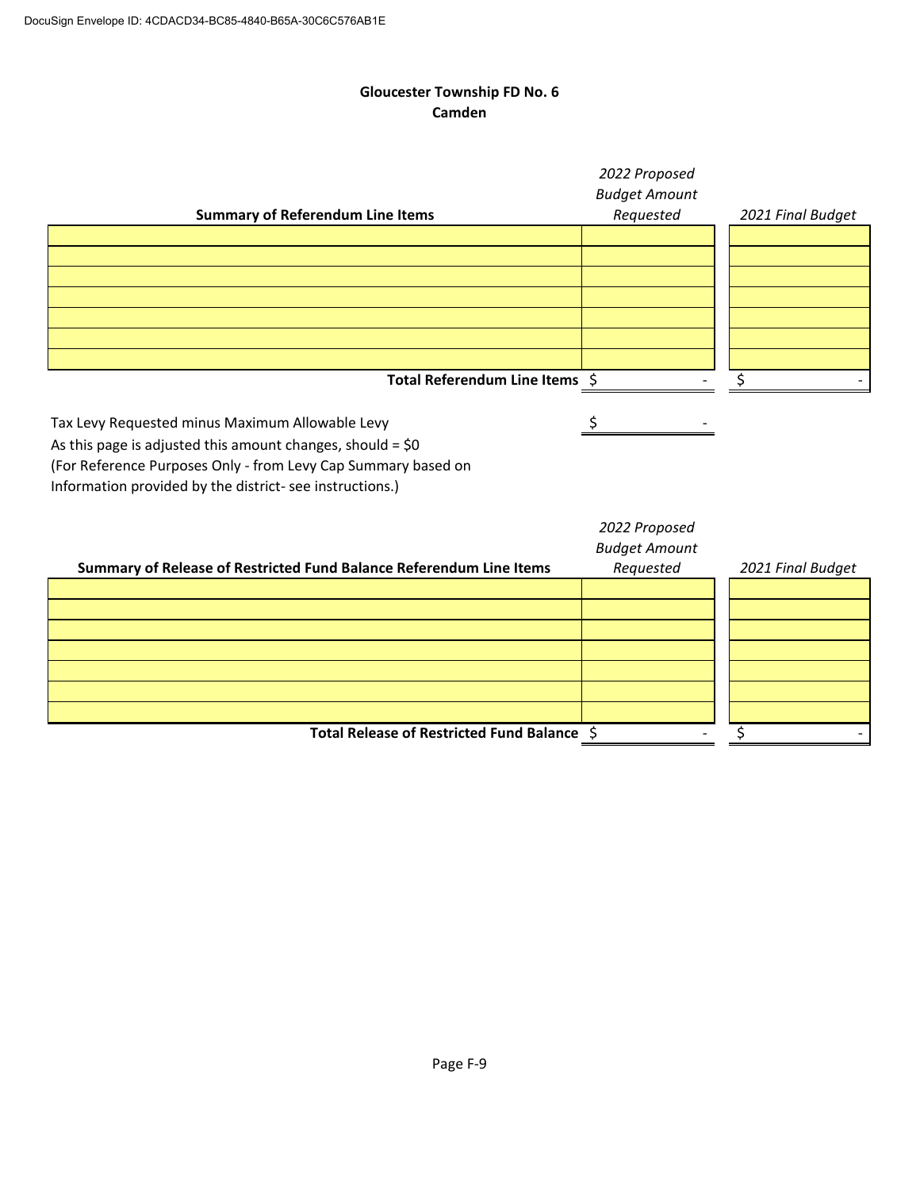**Gloucester Township FD No. 6**
**Camden**

| Summary of Referendum Line Items | 2022 Proposed Budget Amount Requested | 2021 Final Budget |
|---|---|---|
| | | |
| | | |
| | | |
| | | |
| | | |
| | | |
| | | |
| **Total Referendum Line Items** | $ - | $ - |

Tax Levy Requested minus Maximum Allowable Levy $ -
As this page is adjusted this amount changes, should = $0
(For Reference Purposes Only - from Levy Cap Summary based on Information provided by the district- see instructions.)

| Summary of Release of Restricted Fund Balance Referendum Line Items | 2022 Proposed Budget Amount Requested | 2021 Final Budget |
|---|---|---|
| | | |
| | | |
| | | |
| | | |
| | | |
| | | |
| | | |
| **Total Release of Restricted Fund Balance** | $ - | $ - |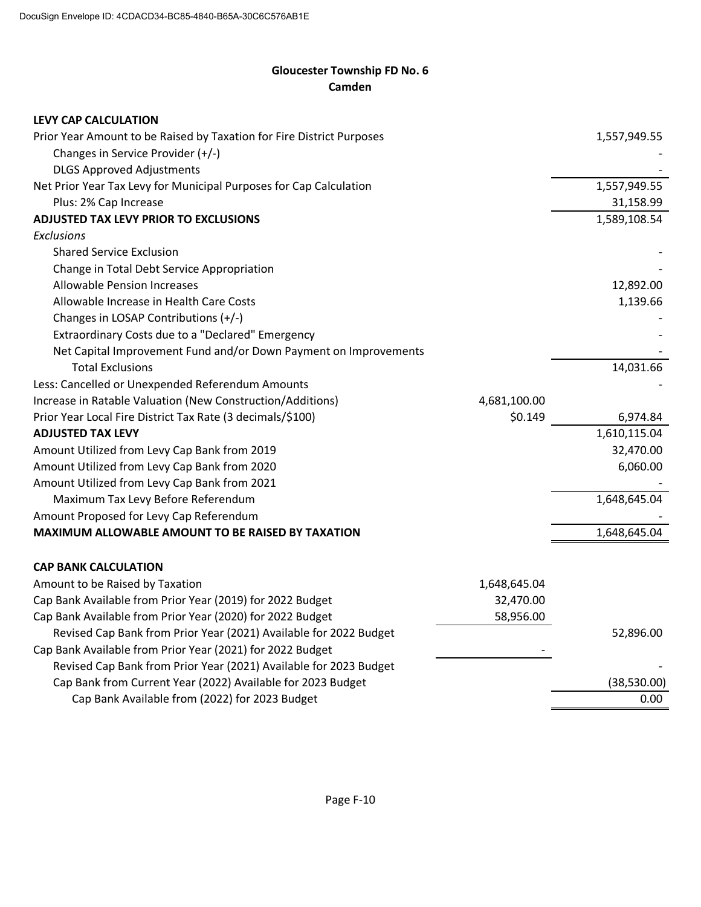DocuSign Envelope ID: 4CDACD34-BC85-4840-B65A-30C6C576AB1E

**Gloucester Township FD No. 6**
**Camden**

| **LEVY CAP CALCULATION** | | |
|---|---|---|
| Prior Year Amount to be Raised by Taxation for Fire District Purposes | | 1,557,949.55 |
| Changes in Service Provider (+/-) | | - |
| DLGS Approved Adjustments | | - |
| Net Prior Year Tax Levy for Municipal Purposes for Cap Calculation | | 1,557,949.55 |
| Plus: 2% Cap Increase | | 31,158.99 |
| **ADJUSTED TAX LEVY PRIOR TO EXCLUSIONS** | | 1,589,108.54 |
| *Exclusions* | | |
| Shared Service Exclusion | | - |
| Change in Total Debt Service Appropriation | | - |
| Allowable Pension Increases | | 12,892.00 |
| Allowable Increase in Health Care Costs | | 1,139.66 |
| Changes in LOSAP Contributions (+/-) | | - |
| Extraordinary Costs due to a "Declared" Emergency | | - |
| Net Capital Improvement Fund and/or Down Payment on Improvements | | - |
| Total Exclusions | | 14,031.66 |
| Less: Cancelled or Unexpended Referendum Amounts | | - |
| Increase in Ratable Valuation (New Construction/Additions) | 4,681,100.00 | |
| Prior Year Local Fire District Tax Rate (3 decimals/$100) | $0.149 | 6,974.84 |
| **ADJUSTED TAX LEVY** | | 1,610,115.04 |
| Amount Utilized from Levy Cap Bank from 2019 | | 32,470.00 |
| Amount Utilized from Levy Cap Bank from 2020 | | 6,060.00 |
| Amount Utilized from Levy Cap Bank from 2021 | | - |
| Maximum Tax Levy Before Referendum | | 1,648,645.04 |
| Amount Proposed for Levy Cap Referendum | | - |
| **MAXIMUM ALLOWABLE AMOUNT TO BE RAISED BY TAXATION** | | 1,648,645.04 |

| **CAP BANK CALCULATION** | | |
|---|---|---|
| Amount to be Raised by Taxation | 1,648,645.04 | |
| Cap Bank Available from Prior Year (2019) for 2022 Budget | 32,470.00 | |
| Cap Bank Available from Prior Year (2020) for 2022 Budget | 58,956.00 | |
| Revised Cap Bank from Prior Year (2021) Available for 2022 Budget | | 52,896.00 |
| Cap Bank Available from Prior Year (2021) for 2022 Budget | - | |
| Revised Cap Bank from Prior Year (2021) Available for 2023 Budget | | - |
| Cap Bank from Current Year (2022) Available for 2023 Budget | | (38,530.00) |
| Cap Bank Available from (2022) for 2023 Budget | | 0.00 |

Page F-10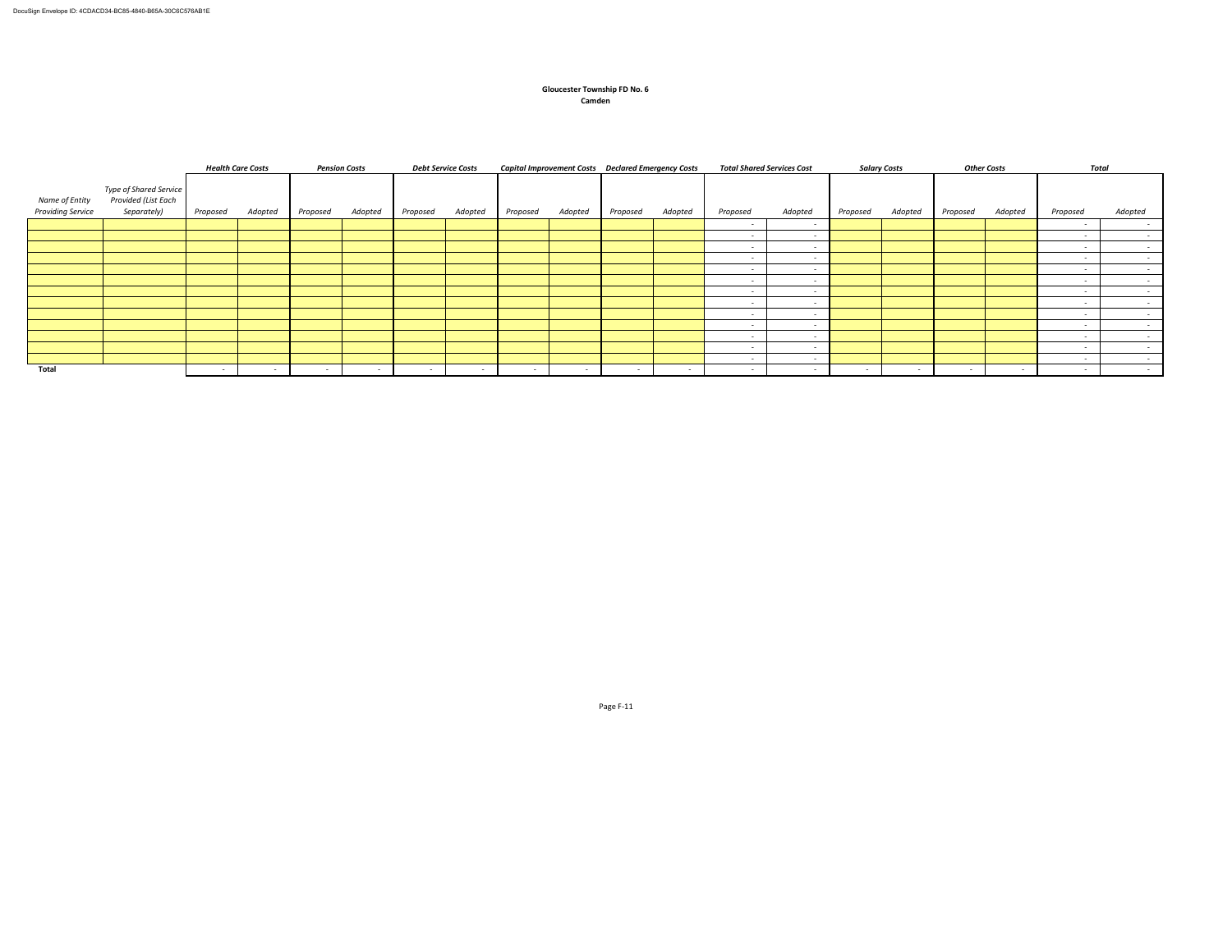**Gloucester Township FD No. 6**
**Camden**

| *Name of Entity Providing Service* | *Type of Shared Service Provided (List Each Separately)* | ***Health Care Costs*** | | ***Pension Costs*** | | ***Debt Service Costs*** | | ***Capital Improvement Costs*** | | ***Declared Emergency Costs*** | | ***Total Shared Services Cost*** | | ***Salary Costs*** | | ***Other Costs*** | | ***Total*** | |
|---|---|---|---|---|---|---|---|---|---|---|---|---|---|---|---|---|---|---|---|
| | | *Proposed* | *Adopted* | *Proposed* | *Adopted* | *Proposed* | *Adopted* | *Proposed* | *Adopted* | *Proposed* | *Adopted* | *Proposed* | *Adopted* | *Proposed* | *Adopted* | *Proposed* | *Adopted* | *Proposed* | *Adopted* |
| | | | | | | | | | | | | - | - | | | | | - | - |
| | | | | | | | | | | | | - | - | | | | | - | - |
| | | | | | | | | | | | | - | - | | | | | - | - |
| | | | | | | | | | | | | - | - | | | | | - | - |
| | | | | | | | | | | | | - | - | | | | | - | - |
| | | | | | | | | | | | | - | - | | | | | - | - |
| | | | | | | | | | | | | - | - | | | | | - | - |
| | | | | | | | | | | | | - | - | | | | | - | - |
| | | | | | | | | | | | | - | - | | | | | - | - |
| | | | | | | | | | | | | - | - | | | | | - | - |
| | | | | | | | | | | | | - | - | | | | | - | - |
| | | | | | | | | | | | | - | - | | | | | - | - |
| | | | | | | | | | | | | - | - | | | | | - | - |
| **Total** | | - | - | - | - | - | - | - | - | - | - | - | - | - | - | - | - | - | - |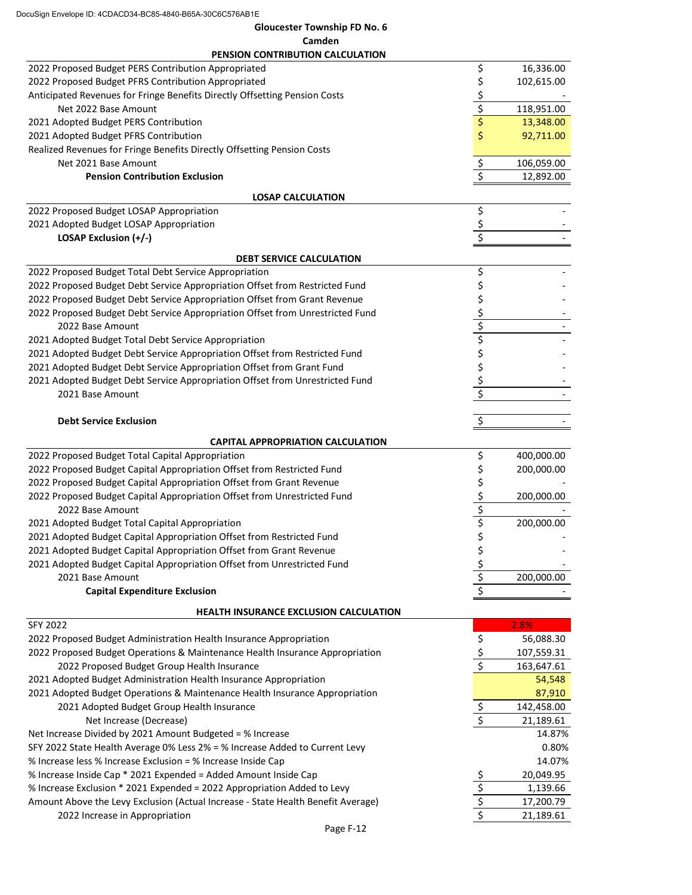DocuSign Envelope ID: 4CDACD34-BC85-4840-B65A-30C6C576AB1E

**Gloucester Township FD No. 6**

**Camden**

**PENSION CONTRIBUTION CALCULATION**

| | |
|---|---|
| 2022 Proposed Budget PERS Contribution Appropriated | $ 16,336.00 |
| 2022 Proposed Budget PFRS Contribution Appropriated | $ 102,615.00 |
| Anticipated Revenues for Fringe Benefits Directly Offsetting Pension Costs | $ - |
| Net 2022 Base Amount | $ 118,951.00 |
| 2021 Adopted Budget PERS Contribution | $ 13,348.00 |
| 2021 Adopted Budget PFRS Contribution | $ 92,711.00 |
| Realized Revenues for Fringe Benefits Directly Offsetting Pension Costs | |
| Net 2021 Base Amount | $ 106,059.00 |
| **Pension Contribution Exclusion** | $ 12,892.00 |

**LOSAP CALCULATION**

| | |
|---|---|
| 2022 Proposed Budget LOSAP Appropriation | $ - |
| 2021 Adopted Budget LOSAP Appropriation | $ - |
| **LOSAP Exclusion (+/-)** | $ - |

**DEBT SERVICE CALCULATION**

| | |
|---|---|
| 2022 Proposed Budget Total Debt Service Appropriation | $ - |
| 2022 Proposed Budget Debt Service Appropriation Offset from Restricted Fund | $ - |
| 2022 Proposed Budget Debt Service Appropriation Offset from Grant Revenue | $ - |
| 2022 Proposed Budget Debt Service Appropriation Offset from Unrestricted Fund | $ - |
| 2022 Base Amount | $ - |
| 2021 Adopted Budget Total Debt Service Appropriation | $ - |
| 2021 Adopted Budget Debt Service Appropriation Offset from Restricted Fund | $ - |
| 2021 Adopted Budget Debt Service Appropriation Offset from Grant Fund | $ - |
| 2021 Adopted Budget Debt Service Appropriation Offset from Unrestricted Fund | $ - |
| 2021 Base Amount | $ - |
| **Debt Service Exclusion** | $ - |

**CAPITAL APPROPRIATION CALCULATION**

| | |
|---|---|
| 2022 Proposed Budget Total Capital Appropriation | $ 400,000.00 |
| 2022 Proposed Budget Capital Appropriation Offset from Restricted Fund | $ 200,000.00 |
| 2022 Proposed Budget Capital Appropriation Offset from Grant Revenue | $ - |
| 2022 Proposed Budget Capital Appropriation Offset from Unrestricted Fund | $ 200,000.00 |
| 2022 Base Amount | $ - |
| 2021 Adopted Budget Total Capital Appropriation | $ 200,000.00 |
| 2021 Adopted Budget Capital Appropriation Offset from Restricted Fund | $ - |
| 2021 Adopted Budget Capital Appropriation Offset from Grant Revenue | $ - |
| 2021 Adopted Budget Capital Appropriation Offset from Unrestricted Fund | $ - |
| 2021 Base Amount | $ 200,000.00 |
| **Capital Expenditure Exclusion** | $ - |

**HEALTH INSURANCE EXCLUSION CALCULATION**

| | |
|---|---|
| SFY 2022 | 2.8% |
| 2022 Proposed Budget Administration Health Insurance Appropriation | $ 56,088.30 |
| 2022 Proposed Budget Operations & Maintenance Health Insurance Appropriation | $ 107,559.31 |
| 2022 Proposed Budget Group Health Insurance | $ 163,647.61 |
| 2021 Adopted Budget Administration Health Insurance Appropriation | 54,548 |
| 2021 Adopted Budget Operations & Maintenance Health Insurance Appropriation | 87,910 |
| 2021 Adopted Budget Group Health Insurance | $ 142,458.00 |
| Net Increase (Decrease) | $ 21,189.61 |
| Net Increase Divided by 2021 Amount Budgeted = % Increase | 14.87% |
| SFY 2022 State Health Average 0% Less 2% = % Increase Added to Current Levy | 0.80% |
| % Increase less % Increase Exclusion = % Increase Inside Cap | 14.07% |
| % Increase Inside Cap * 2021 Expended = Added Amount Inside Cap | $ 20,049.95 |
| % Increase Exclusion * 2021 Expended = 2022 Appropriation Added to Levy | $ 1,139.66 |
| Amount Above the Levy Exclusion (Actual Increase - State Health Benefit Average) | $ 17,200.79 |
| 2022 Increase in Appropriation | $ 21,189.61 |

Page F-12